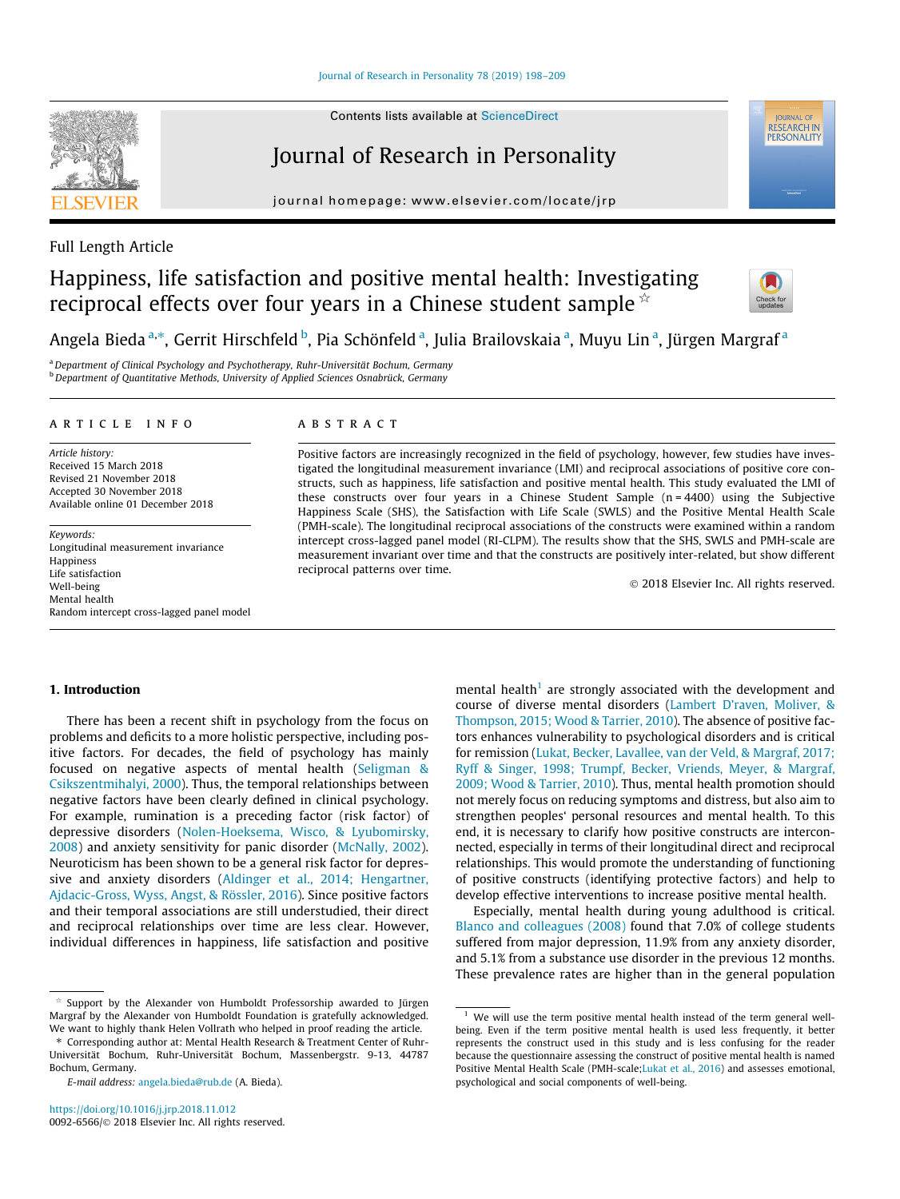Full Length Article

# Happiness, life satisfaction and positive mental health: Investigating reciprocal effects over four years in a Chinese student sample ☆

Angela Bieda [a,*], Gerrit Hirschfeld [b], Pia Schönfeld [a], Julia Brailovskaia [a], Muyu Lin [a], Jürgen Margraf [a]

[a] Department of Clinical Psychology and Psychotherapy, Ruhr-Universität Bochum, Germany
[b] Department of Quantitative Methods, University of Applied Sciences Osnabrück, Germany

## ARTICLE INFO

*Article history:*
Received 15 March 2018
Revised 21 November 2018
Accepted 30 November 2018
Available online 01 December 2018

*Keywords:*
Longitudinal measurement invariance
Happiness
Life satisfaction
Well-being
Mental health
Random intercept cross-lagged panel model

## ABSTRACT

Positive factors are increasingly recognized in the field of psychology, however, few studies have investigated the longitudinal measurement invariance (LMI) and reciprocal associations of positive core constructs, such as happiness, life satisfaction and positive mental health. This study evaluated the LMI of these constructs over four years in a Chinese Student Sample (n = 4400) using the Subjective Happiness Scale (SHS), the Satisfaction with Life Scale (SWLS) and the Positive Mental Health Scale (PMH-scale). The longitudinal reciprocal associations of the constructs were examined within a random intercept cross-lagged panel model (RI-CLPM). The results show that the SHS, SWLS and PMH-scale are measurement invariant over time and that the constructs are positively inter-related, but show different reciprocal patterns over time.

© 2018 Elsevier Inc. All rights reserved.

## 1. Introduction

There has been a recent shift in psychology from the focus on problems and deficits to a more holistic perspective, including positive factors. For decades, the field of psychology has mainly focused on negative aspects of mental health (Seligman & Csikszentmihalyi, 2000). Thus, the temporal relationships between negative factors have been clearly defined in clinical psychology. For example, rumination is a preceding factor (risk factor) of depressive disorders (Nolen-Hoeksema, Wisco, & Lyubomirsky, 2008) and anxiety sensitivity for panic disorder (McNally, 2002). Neuroticism has been shown to be a general risk factor for depressive and anxiety disorders (Aldinger et al., 2014; Hengartner, Ajdacic-Gross, Wyss, Angst, & Rössler, 2016). Since positive factors and their temporal associations are still understudied, their direct and reciprocal relationships over time are less clear. However, individual differences in happiness, life satisfaction and positive mental health[1] are strongly associated with the development and course of diverse mental disorders (Lambert D'raven, Moliver, & Thompson, 2015; Wood & Tarrier, 2010). The absence of positive factors enhances vulnerability to psychological disorders and is critical for remission (Lukat, Becker, Lavallee, van der Veld, & Margraf, 2017; Ryff & Singer, 1998; Trumpf, Becker, Vriends, Meyer, & Margraf, 2009; Wood & Tarrier, 2010). Thus, mental health promotion should not merely focus on reducing symptoms and distress, but also aim to strengthen peoples' personal resources and mental health. To this end, it is necessary to clarify how positive constructs are interconnected, especially in terms of their longitudinal direct and reciprocal relationships. This would promote the understanding of functioning of positive constructs (identifying protective factors) and help to develop effective interventions to increase positive mental health.

Especially, mental health during young adulthood is critical. Blanco and colleagues (2008) found that 7.0% of college students suffered from major depression, 11.9% from any anxiety disorder, and 5.1% from a substance use disorder in the previous 12 months. These prevalence rates are higher than in the general population

☆ Support by the Alexander von Humboldt Professorship awarded to Jürgen Margraf by the Alexander von Humboldt Foundation is gratefully acknowledged. We want to highly thank Helen Vollrath who helped in proof reading the article.

\* Corresponding author at: Mental Health Research & Treatment Center of Ruhr-Universität Bochum, Ruhr-Universität Bochum, Massenbergstr. 9-13, 44787 Bochum, Germany.

*E-mail address:* angela.bieda@rub.de (A. Bieda).

[1] We will use the term positive mental health instead of the term general well-being. Even if the term positive mental health is used less frequently, it better represents the construct used in this study and is less confusing for the reader because the questionnaire assessing the construct of positive mental health is named Positive Mental Health Scale (PMH-scale;Lukat et al., 2016) and assesses emotional, psychological and social components of well-being.

https://doi.org/10.1016/j.jrp.2018.11.012
0092-6566/© 2018 Elsevier Inc. All rights reserved.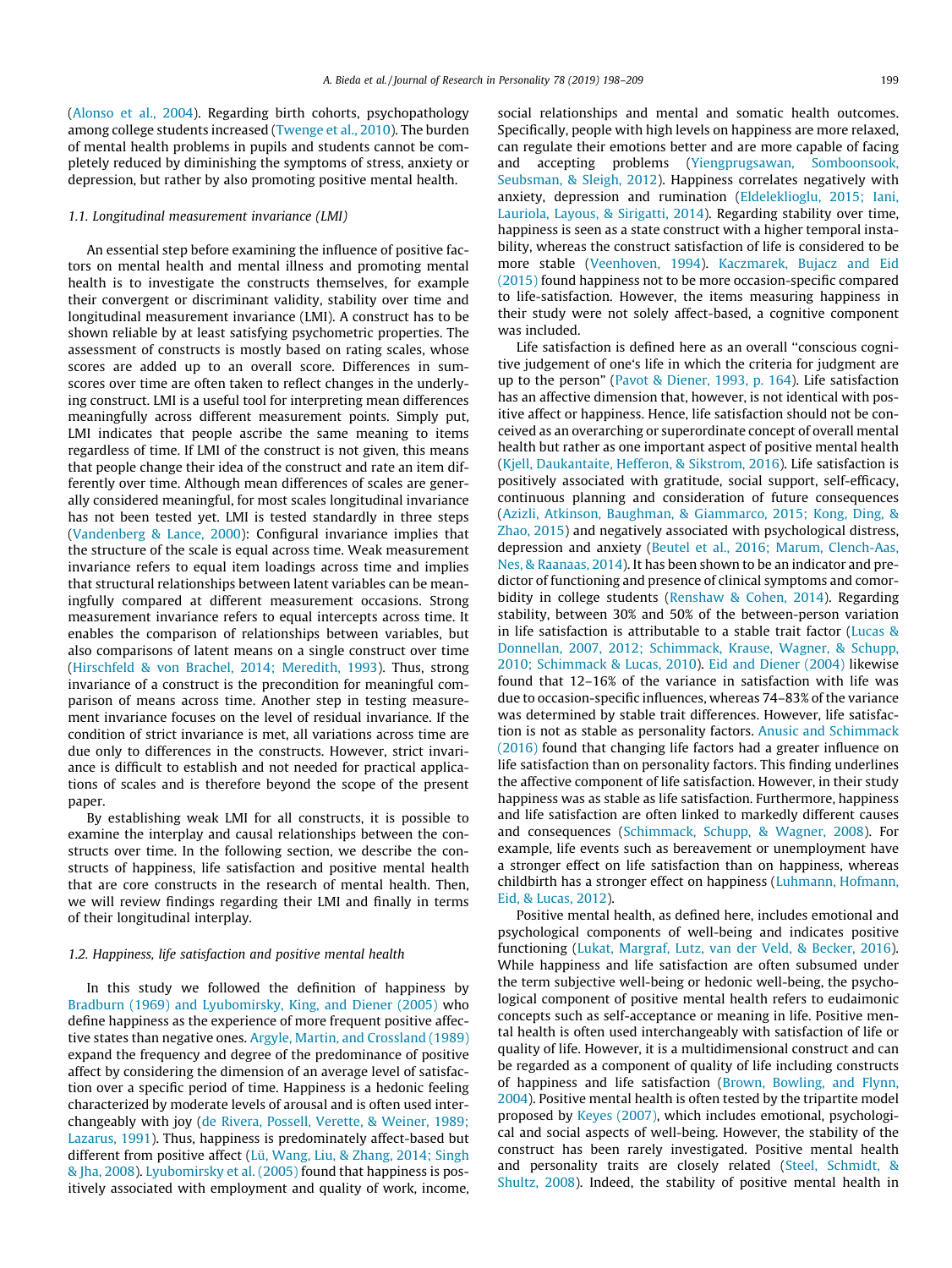(Alonso et al., 2004). Regarding birth cohorts, psychopathology among college students increased (Twenge et al., 2010). The burden of mental health problems in pupils and students cannot be completely reduced by diminishing the symptoms of stress, anxiety or depression, but rather by also promoting positive mental health.

### 1.1. Longitudinal measurement invariance (LMI)

An essential step before examining the influence of positive factors on mental health and mental illness and promoting mental health is to investigate the constructs themselves, for example their convergent or discriminant validity, stability over time and longitudinal measurement invariance (LMI). A construct has to be shown reliable by at least satisfying psychometric properties. The assessment of constructs is mostly based on rating scales, whose scores are added up to an overall score. Differences in sum-scores over time are often taken to reflect changes in the underlying construct. LMI is a useful tool for interpreting mean differences meaningfully across different measurement points. Simply put, LMI indicates that people ascribe the same meaning to items regardless of time. If LMI of the construct is not given, this means that people change their idea of the construct and rate an item differently over time. Although mean differences of scales are generally considered meaningful, for most scales longitudinal invariance has not been tested yet. LMI is tested standardly in three steps (Vandenberg & Lance, 2000): Configural invariance implies that the structure of the scale is equal across time. Weak measurement invariance refers to equal item loadings across time and implies that structural relationships between latent variables can be meaningfully compared at different measurement occasions. Strong measurement invariance refers to equal intercepts across time. It enables the comparison of relationships between variables, but also comparisons of latent means on a single construct over time (Hirschfeld & von Brachel, 2014; Meredith, 1993). Thus, strong invariance of a construct is the precondition for meaningful comparison of means across time. Another step in testing measurement invariance focuses on the level of residual invariance. If the condition of strict invariance is met, all variations across time are due only to differences in the constructs. However, strict invariance is difficult to establish and not needed for practical applications of scales and is therefore beyond the scope of the present paper.

By establishing weak LMI for all constructs, it is possible to examine the interplay and causal relationships between the constructs over time. In the following section, we describe the constructs of happiness, life satisfaction and positive mental health that are core constructs in the research of mental health. Then, we will review findings regarding their LMI and finally in terms of their longitudinal interplay.

### 1.2. Happiness, life satisfaction and positive mental health

In this study we followed the definition of happiness by Bradburn (1969) and Lyubomirsky, King, and Diener (2005) who define happiness as the experience of more frequent positive affective states than negative ones. Argyle, Martin, and Crossland (1989) expand the frequency and degree of the predominance of positive affect by considering the dimension of an average level of satisfaction over a specific period of time. Happiness is a hedonic feeling characterized by moderate levels of arousal and is often used interchangeably with joy (de Rivera, Possell, Verette, & Weiner, 1989; Lazarus, 1991). Thus, happiness is predominately affect-based but different from positive affect (Lü, Wang, Liu, & Zhang, 2014; Singh & Jha, 2008). Lyubomirsky et al. (2005) found that happiness is positively associated with employment and quality of work, income, social relationships and mental and somatic health outcomes. Specifically, people with high levels on happiness are more relaxed, can regulate their emotions better and are more capable of facing and accepting problems (Yiengprugsawan, Somboonsook, Seubsman, & Sleigh, 2012). Happiness correlates negatively with anxiety, depression and rumination (Eldeleklioglu, 2015; Iani, Lauriola, Layous, & Sirigatti, 2014). Regarding stability over time, happiness is seen as a state construct with a higher temporal instability, whereas the construct satisfaction of life is considered to be more stable (Veenhoven, 1994). Kaczmarek, Bujacz and Eid (2015) found happiness not to be more occasion-specific compared to life-satisfaction. However, the items measuring happiness in their study were not solely affect-based, a cognitive component was included.

Life satisfaction is defined here as an overall "conscious cognitive judgement of one's life in which the criteria for judgment are up to the person" (Pavot & Diener, 1993, p. 164). Life satisfaction has an affective dimension that, however, is not identical with positive affect or happiness. Hence, life satisfaction should not be conceived as an overarching or superordinate concept of overall mental health but rather as one important aspect of positive mental health (Kjell, Daukantaite, Hefferon, & Sikstrom, 2016). Life satisfaction is positively associated with gratitude, social support, self-efficacy, continuous planning and consideration of future consequences (Azizli, Atkinson, Baughman, & Giammarco, 2015; Kong, Ding, & Zhao, 2015) and negatively associated with psychological distress, depression and anxiety (Beutel et al., 2016; Marum, Clench-Aas, Nes, & Raanaas, 2014). It has been shown to be an indicator and predictor of functioning and presence of clinical symptoms and comorbidity in college students (Renshaw & Cohen, 2014). Regarding stability, between 30% and 50% of the between-person variation in life satisfaction is attributable to a stable trait factor (Lucas & Donnellan, 2007, 2012; Schimmack, Krause, Wagner, & Schupp, 2010; Schimmack & Lucas, 2010). Eid and Diener (2004) likewise found that 12–16% of the variance in satisfaction with life was due to occasion-specific influences, whereas 74–83% of the variance was determined by stable trait differences. However, life satisfaction is not as stable as personality factors. Anusic and Schimmack (2016) found that changing life factors had a greater influence on life satisfaction than on personality factors. This finding underlines the affective component of life satisfaction. However, in their study happiness was as stable as life satisfaction. Furthermore, happiness and life satisfaction are often linked to markedly different causes and consequences (Schimmack, Schupp, & Wagner, 2008). For example, life events such as bereavement or unemployment have a stronger effect on life satisfaction than on happiness, whereas childbirth has a stronger effect on happiness (Luhmann, Hofmann, Eid, & Lucas, 2012).

Positive mental health, as defined here, includes emotional and psychological components of well-being and indicates positive functioning (Lukat, Margraf, Lutz, van der Veld, & Becker, 2016). While happiness and life satisfaction are often subsumed under the term subjective well-being or hedonic well-being, the psychological component of positive mental health refers to eudaimonic concepts such as self-acceptance or meaning in life. Positive mental health is often used interchangeably with satisfaction of life or quality of life. However, it is a multidimensional construct and can be regarded as a component of quality of life including constructs of happiness and life satisfaction (Brown, Bowling, and Flynn, 2004). Positive mental health is often tested by the tripartite model proposed by Keyes (2007), which includes emotional, psychological and social aspects of well-being. However, the stability of the construct has been rarely investigated. Positive mental health and personality traits are closely related (Steel, Schmidt, & Shultz, 2008). Indeed, the stability of positive mental health in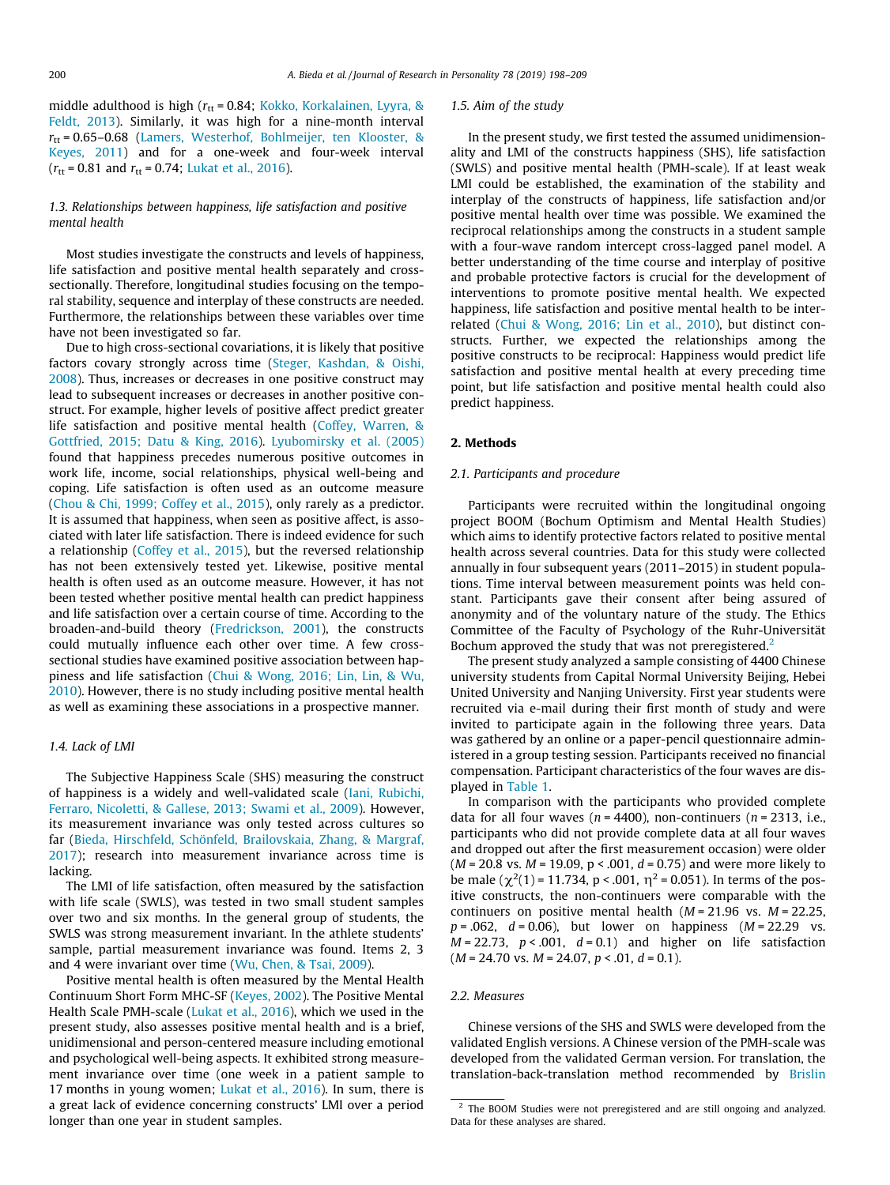middle adulthood is high ($r_{tt}$ = 0.84; Kokko, Korkalainen, Lyyra, & Feldt, 2013). Similarly, it was high for a nine-month interval $r_{tt}$ = 0.65–0.68 (Lamers, Westerhof, Bohlmeijer, ten Klooster, & Keyes, 2011) and for a one-week and four-week interval ($r_{tt}$ = 0.81 and $r_{tt}$ = 0.74; Lukat et al., 2016).

### 1.3. Relationships between happiness, life satisfaction and positive mental health

Most studies investigate the constructs and levels of happiness, life satisfaction and positive mental health separately and cross-sectionally. Therefore, longitudinal studies focusing on the temporal stability, sequence and interplay of these constructs are needed. Furthermore, the relationships between these variables over time have not been investigated so far.

Due to high cross-sectional covariations, it is likely that positive factors covary strongly across time (Steger, Kashdan, & Oishi, 2008). Thus, increases or decreases in one positive construct may lead to subsequent increases or decreases in another positive construct. For example, higher levels of positive affect predict greater life satisfaction and positive mental health (Coffey, Warren, & Gottfried, 2015; Datu & King, 2016). Lyubomirsky et al. (2005) found that happiness precedes numerous positive outcomes in work life, income, social relationships, physical well-being and coping. Life satisfaction is often used as an outcome measure (Chou & Chi, 1999; Coffey et al., 2015), only rarely as a predictor. It is assumed that happiness, when seen as positive affect, is associated with later life satisfaction. There is indeed evidence for such a relationship (Coffey et al., 2015), but the reversed relationship has not been extensively tested yet. Likewise, positive mental health is often used as an outcome measure. However, it has not been tested whether positive mental health can predict happiness and life satisfaction over a certain course of time. According to the broaden-and-build theory (Fredrickson, 2001), the constructs could mutually influence each other over time. A few cross-sectional studies have examined positive association between happiness and life satisfaction (Chui & Wong, 2016; Lin, Lin, & Wu, 2010). However, there is no study including positive mental health as well as examining these associations in a prospective manner.

### 1.4. Lack of LMI

The Subjective Happiness Scale (SHS) measuring the construct of happiness is a widely and well-validated scale (Iani, Rubichi, Ferraro, Nicoletti, & Gallese, 2013; Swami et al., 2009). However, its measurement invariance was only tested across cultures so far (Bieda, Hirschfeld, Schönfeld, Brailovskaia, Zhang, & Margraf, 2017); research into measurement invariance across time is lacking.

The LMI of life satisfaction, often measured by the satisfaction with life scale (SWLS), was tested in two small student samples over two and six months. In the general group of students, the SWLS was strong measurement invariant. In the athlete students' sample, partial measurement invariance was found. Items 2, 3 and 4 were invariant over time (Wu, Chen, & Tsai, 2009).

Positive mental health is often measured by the Mental Health Continuum Short Form MHC-SF (Keyes, 2002). The Positive Mental Health Scale PMH-scale (Lukat et al., 2016), which we used in the present study, also assesses positive mental health and is a brief, unidimensional and person-centered measure including emotional and psychological well-being aspects. It exhibited strong measurement invariance over time (one week in a patient sample to 17 months in young women; Lukat et al., 2016). In sum, there is a great lack of evidence concerning constructs' LMI over a period longer than one year in student samples.

### 1.5. Aim of the study

In the present study, we first tested the assumed unidimensionality and LMI of the constructs happiness (SHS), life satisfaction (SWLS) and positive mental health (PMH-scale). If at least weak LMI could be established, the examination of the stability and interplay of the constructs of happiness, life satisfaction and/or positive mental health over time was possible. We examined the reciprocal relationships among the constructs in a student sample with a four-wave random intercept cross-lagged panel model. A better understanding of the time course and interplay of positive and probable protective factors is crucial for the development of interventions to promote positive mental health. We expected happiness, life satisfaction and positive mental health to be interrelated (Chui & Wong, 2016; Lin et al., 2010), but distinct constructs. Further, we expected the relationships among the positive constructs to be reciprocal: Happiness would predict life satisfaction and positive mental health at every preceding time point, but life satisfaction and positive mental health could also predict happiness.

## 2. Methods

### 2.1. Participants and procedure

Participants were recruited within the longitudinal ongoing project BOOM (Bochum Optimism and Mental Health Studies) which aims to identify protective factors related to positive mental health across several countries. Data for this study were collected annually in four subsequent years (2011–2015) in student populations. Time interval between measurement points was held constant. Participants gave their consent after being assured of anonymity and of the voluntary nature of the study. The Ethics Committee of the Faculty of Psychology of the Ruhr-Universität Bochum approved the study that was not preregistered.[2]

The present study analyzed a sample consisting of 4400 Chinese university students from Capital Normal University Beijing, Hebei United University and Nanjing University. First year students were recruited via e-mail during their first month of study and were invited to participate again in the following three years. Data was gathered by an online or a paper-pencil questionnaire administered in a group testing session. Participants received no financial compensation. Participant characteristics of the four waves are displayed in Table 1.

In comparison with the participants who provided complete data for all four waves ($n$ = 4400), non-continuers ($n$ = 2313, i.e., participants who did not provide complete data at all four waves and dropped out after the first measurement occasion) were older ($M$ = 20.8 vs. $M$ = 19.09, p < .001, $d$ = 0.75) and were more likely to be male ($\chi^2(1)$ = 11.734, p < .001, $\eta^2$ = 0.051). In terms of the positive constructs, the non-continuers were comparable with the continuers on positive mental health ($M$ = 21.96 vs. $M$ = 22.25, $p$ = .062, $d$ = 0.06), but lower on happiness ($M$ = 22.29 vs. $M$ = 22.73, $p$ < .001, $d$ = 0.1) and higher on life satisfaction ($M$ = 24.70 vs. $M$ = 24.07, $p$ < .01, $d$ = 0.1).

### 2.2. Measures

Chinese versions of the SHS and SWLS were developed from the validated English versions. A Chinese version of the PMH-scale was developed from the validated German version. For translation, the translation-back-translation method recommended by Brislin

[2] The BOOM Studies were not preregistered and are still ongoing and analyzed. Data for these analyses are shared.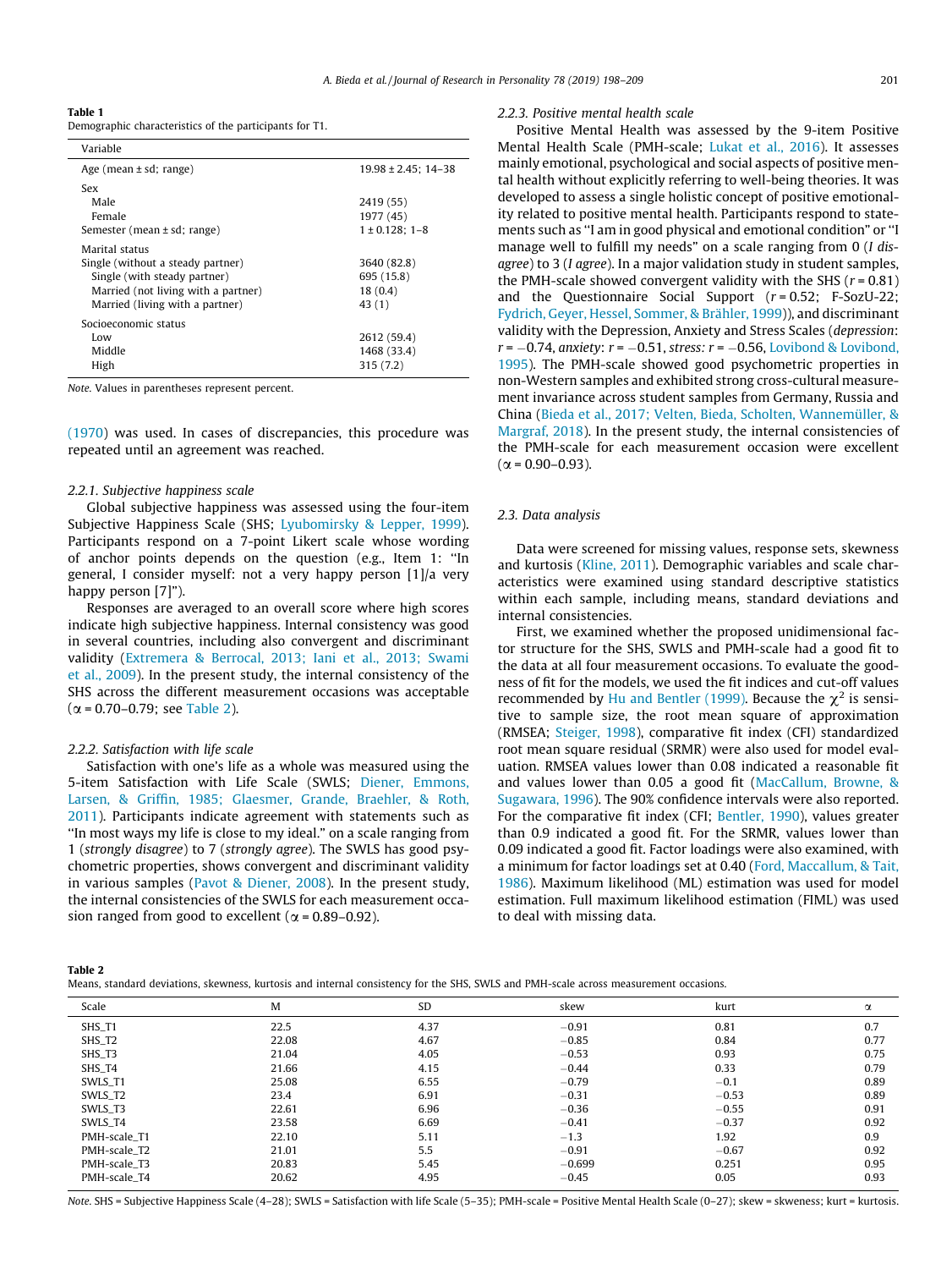**Table 1**
Demographic characteristics of the participants for T1.

| Variable | |
|---|---|
| Age (mean ± sd; range) | 19.98 ± 2.45; 14–38 |
| Sex | |
| Male | 2419 (55) |
| Female | 1977 (45) |
| Semester (mean ± sd; range) | 1 ± 0.128; 1–8 |
| Marital status | |
| Single (without a steady partner) | 3640 (82.8) |
| Single (with steady partner) | 695 (15.8) |
| Married (not living with a partner) | 18 (0.4) |
| Married (living with a partner) | 43 (1) |
| Socioeconomic status | |
| Low | 2612 (59.4) |
| Middle | 1468 (33.4) |
| High | 315 (7.2) |

*Note.* Values in parentheses represent percent.

(1970) was used. In cases of discrepancies, this procedure was repeated until an agreement was reached.

#### 2.2.1. Subjective happiness scale

Global subjective happiness was assessed using the four-item Subjective Happiness Scale (SHS; Lyubomirsky & Lepper, 1999). Participants respond on a 7-point Likert scale whose wording of anchor points depends on the question (e.g., Item 1: "In general, I consider myself: not a very happy person [1]/a very happy person [7]").

Responses are averaged to an overall score where high scores indicate high subjective happiness. Internal consistency was good in several countries, including also convergent and discriminant validity (Extremera & Berrocal, 2013; Iani et al., 2013; Swami et al., 2009). In the present study, the internal consistency of the SHS across the different measurement occasions was acceptable ($\alpha$ = 0.70–0.79; see Table 2).

#### 2.2.2. Satisfaction with life scale

Satisfaction with one's life as a whole was measured using the 5-item Satisfaction with Life Scale (SWLS; Diener, Emmons, Larsen, & Griffin, 1985; Glaesmer, Grande, Braehler, & Roth, 2011). Participants indicate agreement with statements such as "In most ways my life is close to my ideal." on a scale ranging from 1 (*strongly disagree*) to 7 (*strongly agree*). The SWLS has good psychometric properties, shows convergent and discriminant validity in various samples (Pavot & Diener, 2008). In the present study, the internal consistencies of the SWLS for each measurement occasion ranged from good to excellent ($\alpha$ = 0.89–0.92).

#### 2.2.3. Positive mental health scale

Positive Mental Health was assessed by the 9-item Positive Mental Health Scale (PMH-scale; Lukat et al., 2016). It assesses mainly emotional, psychological and social aspects of positive mental health without explicitly referring to well-being theories. It was developed to assess a single holistic concept of positive emotionality related to positive mental health. Participants respond to statements such as "I am in good physical and emotional condition" or "I manage well to fulfill my needs" on a scale ranging from 0 (*I disagree*) to 3 (*I agree*). In a major validation study in student samples, the PMH-scale showed convergent validity with the SHS ($r$ = 0.81) and the Questionnaire Social Support ($r$ = 0.52; F-SozU-22; Fydrich, Geyer, Hessel, Sommer, & Brähler, 1999)), and discriminant validity with the Depression, Anxiety and Stress Scales (*depression*: $r$ = −0.74, *anxiety*: $r$ = −0.51, *stress:* $r$ = −0.56, Lovibond & Lovibond, 1995). The PMH-scale showed good psychometric properties in non-Western samples and exhibited strong cross-cultural measurement invariance across student samples from Germany, Russia and China (Bieda et al., 2017; Velten, Bieda, Scholten, Wannemüller, & Margraf, 2018). In the present study, the internal consistencies of the PMH-scale for each measurement occasion were excellent ($\alpha$ = 0.90–0.93).

### 2.3. Data analysis

Data were screened for missing values, response sets, skewness and kurtosis (Kline, 2011). Demographic variables and scale characteristics were examined using standard descriptive statistics within each sample, including means, standard deviations and internal consistencies.

First, we examined whether the proposed unidimensional factor structure for the SHS, SWLS and PMH-scale had a good fit to the data at all four measurement occasions. To evaluate the goodness of fit for the models, we used the fit indices and cut-off values recommended by Hu and Bentler (1999). Because the $\chi^2$ is sensitive to sample size, the root mean square of approximation (RMSEA; Steiger, 1998), comparative fit index (CFI) standardized root mean square residual (SRMR) were also used for model evaluation. RMSEA values lower than 0.08 indicated a reasonable fit and values lower than 0.05 a good fit (MacCallum, Browne, & Sugawara, 1996). The 90% confidence intervals were also reported. For the comparative fit index (CFI; Bentler, 1990), values greater than 0.9 indicated a good fit. For the SRMR, values lower than 0.09 indicated a good fit. Factor loadings were also examined, with a minimum for factor loadings set at 0.40 (Ford, Maccallum, & Tait, 1986). Maximum likelihood (ML) estimation was used for model estimation. Full maximum likelihood estimation (FIML) was used to deal with missing data.

**Table 2**
Means, standard deviations, skewness, kurtosis and internal consistency for the SHS, SWLS and PMH-scale across measurement occasions.

| Scale | M | SD | skew | kurt | $\alpha$ |
|---|---|---|---|---|---|
| SHS_T1 | 22.5 | 4.37 | −0.91 | 0.81 | 0.7 |
| SHS_T2 | 22.08 | 4.67 | −0.85 | 0.84 | 0.77 |
| SHS_T3 | 21.04 | 4.05 | −0.53 | 0.93 | 0.75 |
| SHS_T4 | 21.66 | 4.15 | −0.44 | 0.33 | 0.79 |
| SWLS_T1 | 25.08 | 6.55 | −0.79 | −0.1 | 0.89 |
| SWLS_T2 | 23.4 | 6.91 | −0.31 | −0.53 | 0.89 |
| SWLS_T3 | 22.61 | 6.96 | −0.36 | −0.55 | 0.91 |
| SWLS_T4 | 23.58 | 6.69 | −0.41 | −0.37 | 0.92 |
| PMH-scale_T1 | 22.10 | 5.11 | −1.3 | 1.92 | 0.9 |
| PMH-scale_T2 | 21.01 | 5.5 | −0.91 | −0.67 | 0.92 |
| PMH-scale_T3 | 20.83 | 5.45 | −0.699 | 0.251 | 0.95 |
| PMH-scale_T4 | 20.62 | 4.95 | −0.45 | 0.05 | 0.93 |

*Note.* SHS = Subjective Happiness Scale (4–28); SWLS = Satisfaction with life Scale (5–35); PMH-scale = Positive Mental Health Scale (0–27); skew = skweness; kurt = kurtosis.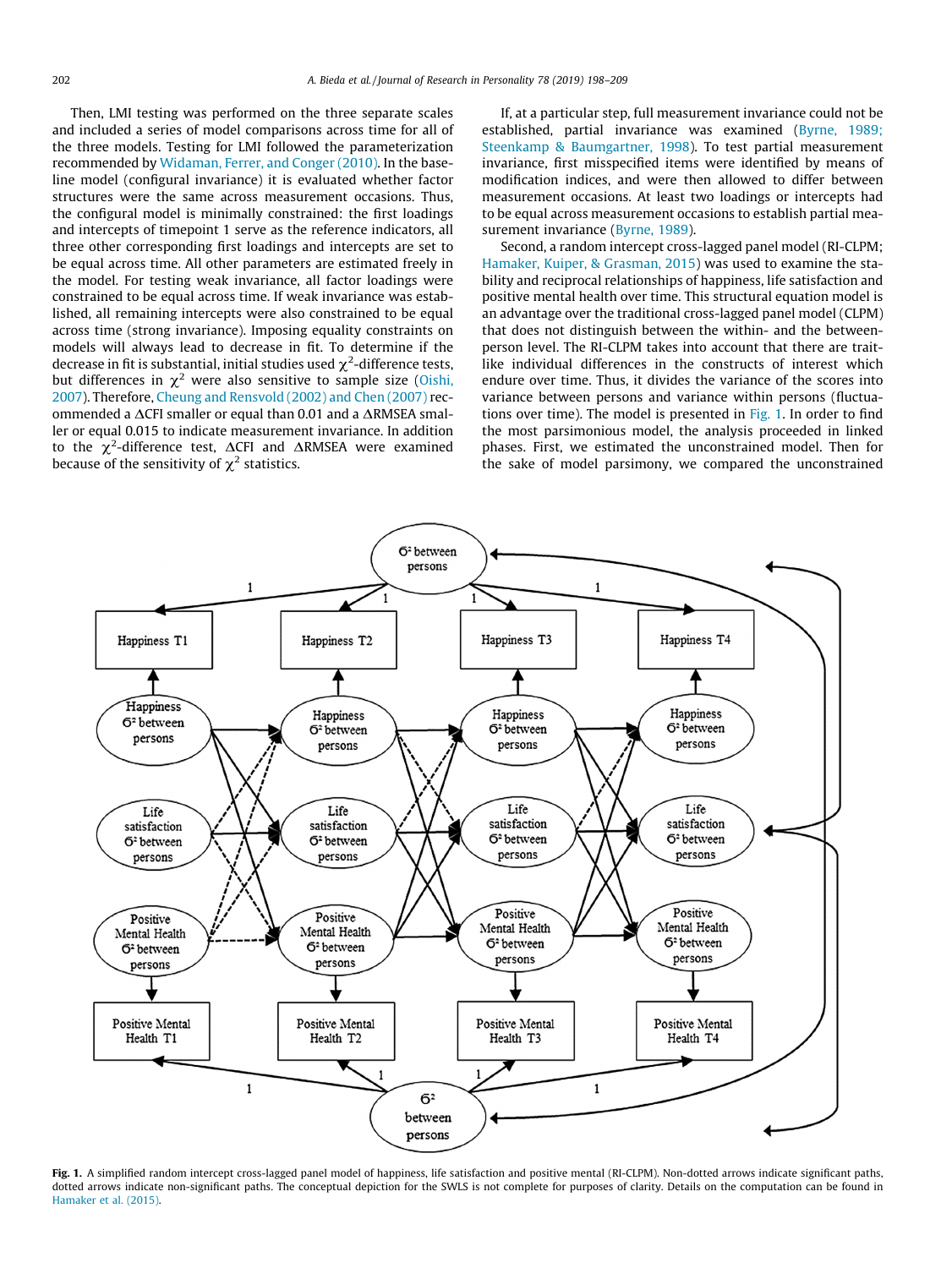Then, LMI testing was performed on the three separate scales and included a series of model comparisons across time for all of the three models. Testing for LMI followed the parameterization recommended by Widaman, Ferrer, and Conger (2010). In the baseline model (configural invariance) it is evaluated whether factor structures were the same across measurement occasions. Thus, the configural model is minimally constrained: the first loadings and intercepts of timepoint 1 serve as the reference indicators, all three other corresponding first loadings and intercepts are set to be equal across time. All other parameters are estimated freely in the model. For testing weak invariance, all factor loadings were constrained to be equal across time. If weak invariance was established, all remaining intercepts were also constrained to be equal across time (strong invariance). Imposing equality constraints on models will always lead to decrease in fit. To determine if the decrease in fit is substantial, initial studies used $\chi^2$-difference tests, but differences in $\chi^2$ were also sensitive to sample size (Oishi, 2007). Therefore, Cheung and Rensvold (2002) and Chen (2007) recommended a $\Delta$CFI smaller or equal than 0.01 and a $\Delta$RMSEA smaller or equal 0.015 to indicate measurement invariance. In addition to the $\chi^2$-difference test, $\Delta$CFI and $\Delta$RMSEA were examined because of the sensitivity of $\chi^2$ statistics.

If, at a particular step, full measurement invariance could not be established, partial invariance was examined (Byrne, 1989; Steenkamp & Baumgartner, 1998). To test partial measurement invariance, first misspecified items were identified by means of modification indices, and were then allowed to differ between measurement occasions. At least two loadings or intercepts had to be equal across measurement occasions to establish partial measurement invariance (Byrne, 1989).

Second, a random intercept cross-lagged panel model (RI-CLPM; Hamaker, Kuiper, & Grasman, 2015) was used to examine the stability and reciprocal relationships of happiness, life satisfaction and positive mental health over time. This structural equation model is an advantage over the traditional cross-lagged panel model (CLPM) that does not distinguish between the within- and the between-person level. The RI-CLPM takes into account that there are trait-like individual differences in the constructs of interest which endure over time. Thus, it divides the variance of the scores into variance between persons and variance within persons (fluctuations over time). The model is presented in Fig. 1. In order to find the most parsimonious model, the analysis proceeded in linked phases. First, we estimated the unconstrained model. Then for the sake of model parsimony, we compared the unconstrained

**Fig. 1.** A simplified random intercept cross-lagged panel model of happiness, life satisfaction and positive mental (RI-CLPM). Non-dotted arrows indicate significant paths, dotted arrows indicate non-significant paths. The conceptual depiction for the SWLS is not complete for purposes of clarity. Details on the computation can be found in Hamaker et al. (2015).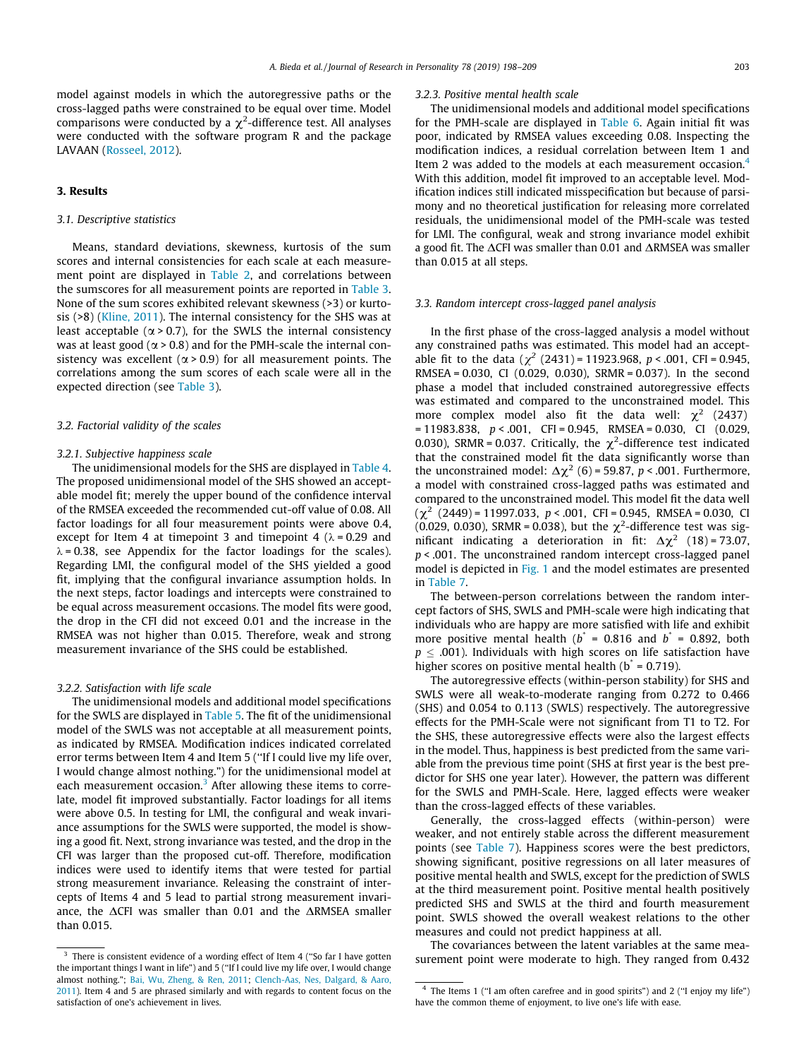model against models in which the autoregressive paths or the cross-lagged paths were constrained to be equal over time. Model comparisons were conducted by a $\chi^2$-difference test. All analyses were conducted with the software program R and the package LAVAAN (Rosseel, 2012).

## 3. Results

### 3.1. Descriptive statistics

Means, standard deviations, skewness, kurtosis of the sum scores and internal consistencies for each scale at each measurement point are displayed in Table 2, and correlations between the sumscores for all measurement points are reported in Table 3. None of the sum scores exhibited relevant skewness (>3) or kurtosis (>8) (Kline, 2011). The internal consistency for the SHS was at least acceptable ($\alpha > 0.7$), for the SWLS the internal consistency was at least good ($\alpha > 0.8$) and for the PMH-scale the internal consistency was excellent ($\alpha > 0.9$) for all measurement points. The correlations among the sum scores of each scale were all in the expected direction (see Table 3).

### 3.2. Factorial validity of the scales

#### 3.2.1. Subjective happiness scale

The unidimensional models for the SHS are displayed in Table 4. The proposed unidimensional model of the SHS showed an acceptable model fit; merely the upper bound of the confidence interval of the RMSEA exceeded the recommended cut-off value of 0.08. All factor loadings for all four measurement points were above 0.4, except for Item 4 at timepoint 3 and timepoint 4 ($\lambda = 0.29$ and $\lambda = 0.38$, see Appendix for the factor loadings for the scales). Regarding LMI, the configural model of the SHS yielded a good fit, implying that the configural invariance assumption holds. In the next steps, factor loadings and intercepts were constrained to be equal across measurement occasions. The model fits were good, the drop in the CFI did not exceed 0.01 and the increase in the RMSEA was not higher than 0.015. Therefore, weak and strong measurement invariance of the SHS could be established.

#### 3.2.2. Satisfaction with life scale

The unidimensional models and additional model specifications for the SWLS are displayed in Table 5. The fit of the unidimensional model of the SWLS was not acceptable at all measurement points, as indicated by RMSEA. Modification indices indicated correlated error terms between Item 4 and Item 5 ("If I could live my life over, I would change almost nothing.") for the unidimensional model at each measurement occasion.[3] After allowing these items to correlate, model fit improved substantially. Factor loadings for all items were above 0.5. In testing for LMI, the configural and weak invariance assumptions for the SWLS were supported, the model is showing a good fit. Next, strong invariance was tested, and the drop in the CFI was larger than the proposed cut-off. Therefore, modification indices were used to identify items that were tested for partial strong measurement invariance. Releasing the constraint of intercepts of Items 4 and 5 lead to partial strong measurement invariance, the $\Delta$CFI was smaller than 0.01 and the $\Delta$RMSEA smaller than 0.015.

#### 3.2.3. Positive mental health scale

The unidimensional models and additional model specifications for the PMH-scale are displayed in Table 6. Again initial fit was poor, indicated by RMSEA values exceeding 0.08. Inspecting the modification indices, a residual correlation between Item 1 and Item 2 was added to the models at each measurement occasion.[4] With this addition, model fit improved to an acceptable level. Modification indices still indicated misspecification but because of parsimony and no theoretical justification for releasing more correlated residuals, the unidimensional model of the PMH-scale was tested for LMI. The configural, weak and strong invariance model exhibit a good fit. The $\Delta$CFI was smaller than 0.01 and $\Delta$RMSEA was smaller than 0.015 at all steps.

### 3.3. Random intercept cross-lagged panel analysis

In the first phase of the cross-lagged analysis a model without any constrained paths was estimated. This model had an acceptable fit to the data ($\chi^2$ (2431) = 11923.968, $p < .001$, CFI = 0.945, RMSEA = 0.030, CI (0.029, 0.030), SRMR = 0.037). In the second phase a model that included constrained autoregressive effects was estimated and compared to the unconstrained model. This more complex model also fit the data well: $\chi^2$ (2437) = 11983.838, $p < .001$, CFI = 0.945, RMSEA = 0.030, CI (0.029, 0.030), SRMR = 0.037. Critically, the $\chi^2$-difference test indicated that the constrained model fit the data significantly worse than the unconstrained model: $\Delta\chi^2$ (6) = 59.87, $p < .001$. Furthermore, a model with constrained cross-lagged paths was estimated and compared to the unconstrained model. This model fit the data well ($\chi^2$ (2449) = 11997.033, $p < .001$, CFI = 0.945, RMSEA = 0.030, CI (0.029, 0.030), SRMR = 0.038), but the $\chi^2$-difference test was significant indicating a deterioration in fit: $\Delta\chi^2$ (18) = 73.07, $p < .001$. The unconstrained random intercept cross-lagged panel model is depicted in Fig. 1 and the model estimates are presented in Table 7.

The between-person correlations between the random intercept factors of SHS, SWLS and PMH-scale were high indicating that individuals who are happy are more satisfied with life and exhibit more positive mental health ($b^* = 0.816$ and $b^* = 0.892$, both $p \leq .001$). Individuals with high scores on life satisfaction have higher scores on positive mental health ($b^* = 0.719$).

The autoregressive effects (within-person stability) for SHS and SWLS were all weak-to-moderate ranging from 0.272 to 0.466 (SHS) and 0.054 to 0.113 (SWLS) respectively. The autoregressive effects for the PMH-Scale were not significant from T1 to T2. For the SHS, these autoregressive effects were also the largest effects in the model. Thus, happiness is best predicted from the same variable from the previous time point (SHS at first year is the best predictor for SHS one year later). However, the pattern was different for the SWLS and PMH-Scale. Here, lagged effects were weaker than the cross-lagged effects of these variables.

Generally, the cross-lagged effects (within-person) were weaker, and not entirely stable across the different measurement points (see Table 7). Happiness scores were the best predictors, showing significant, positive regressions on all later measures of positive mental health and SWLS, except for the prediction of SWLS at the third measurement point. Positive mental health positively predicted SHS and SWLS at the third and fourth measurement point. SWLS showed the overall weakest relations to the other measures and could not predict happiness at all.

The covariances between the latent variables at the same measurement point were moderate to high. They ranged from 0.432

---

[3] There is consistent evidence of a wording effect of Item 4 ("So far I have gotten the important things I want in life") and 5 ("If I could live my life over, I would change almost nothing."; Bai, Wu, Zheng, & Ren, 2011; Clench-Aas, Nes, Dalgard, & Aaro, 2011). Item 4 and 5 are phrased similarly and with regards to content focus on the satisfaction of one's achievement in lives.

[4] The Items 1 ("I am often carefree and in good spirits") and 2 ("I enjoy my life") have the common theme of enjoyment, to live one's life with ease.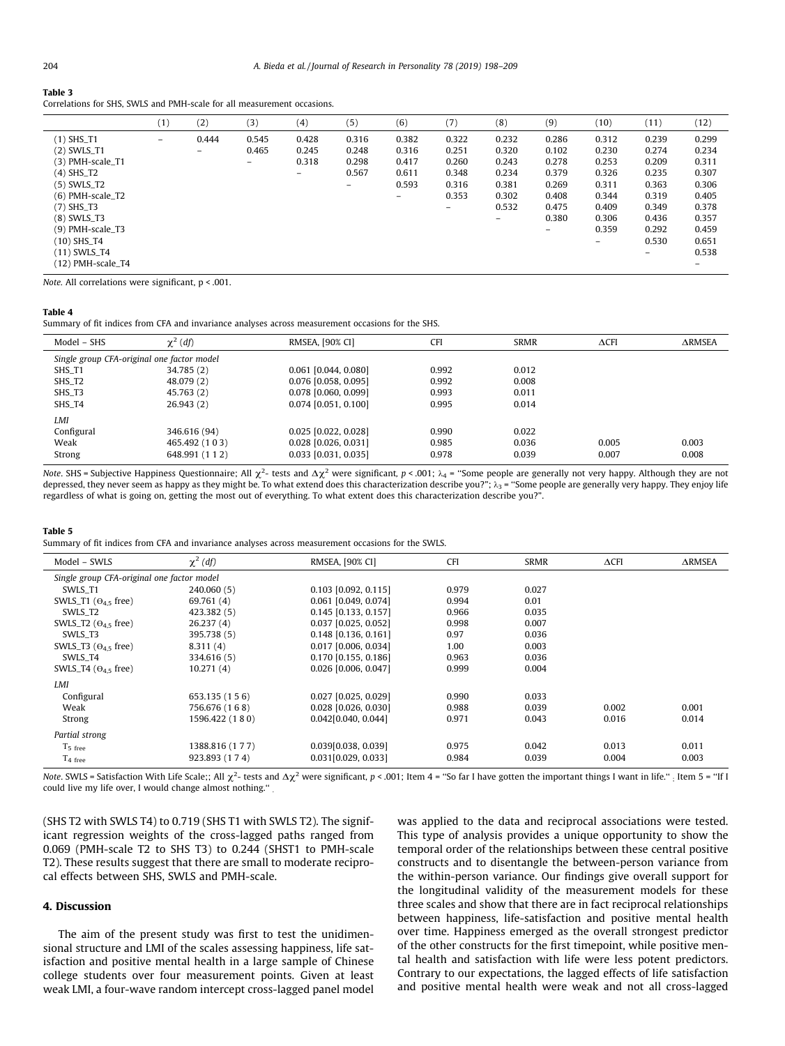**Table 3**
Correlations for SHS, SWLS and PMH-scale for all measurement occasions.

| | (1) | (2) | (3) | (4) | (5) | (6) | (7) | (8) | (9) | (10) | (11) | (12) |
|---|---|---|---|---|---|---|---|---|---|---|---|---|
| (1) SHS_T1 | – | 0.444 | 0.545 | 0.428 | 0.316 | 0.382 | 0.322 | 0.232 | 0.286 | 0.312 | 0.239 | 0.299 |
| (2) SWLS_T1 | | – | 0.465 | 0.245 | 0.248 | 0.316 | 0.251 | 0.320 | 0.102 | 0.230 | 0.274 | 0.234 |
| (3) PMH-scale_T1 | | | – | 0.318 | 0.298 | 0.417 | 0.260 | 0.243 | 0.278 | 0.253 | 0.209 | 0.311 |
| (4) SHS_T2 | | | | – | 0.567 | 0.611 | 0.348 | 0.234 | 0.379 | 0.326 | 0.235 | 0.307 |
| (5) SWLS_T2 | | | | | – | 0.593 | 0.316 | 0.381 | 0.269 | 0.311 | 0.363 | 0.306 |
| (6) PMH-scale_T2 | | | | | | – | 0.353 | 0.302 | 0.408 | 0.344 | 0.319 | 0.405 |
| (7) SHS_T3 | | | | | | | – | 0.532 | 0.475 | 0.409 | 0.349 | 0.378 |
| (8) SWLS_T3 | | | | | | | | – | 0.380 | 0.306 | 0.436 | 0.357 |
| (9) PMH-scale_T3 | | | | | | | | | – | 0.359 | 0.292 | 0.459 |
| (10) SHS_T4 | | | | | | | | | | – | 0.530 | 0.651 |
| (11) SWLS_T4 | | | | | | | | | | | – | 0.538 |
| (12) PMH-scale_T4 | | | | | | | | | | | | – |

*Note.* All correlations were significant, p < .001.

**Table 4**
Summary of fit indices from CFA and invariance analyses across measurement occasions for the SHS.

| Model – SHS | $\chi^2$ (*df*) | RMSEA, [90% CI] | CFI | SRMR | ΔCFI | ΔRMSEA |
|---|---|---|---|---|---|---|
| *Single group CFA-original one factor model* | | | | | | |
| SHS_T1 | 34.785 (2) | 0.061 [0.044, 0.080] | 0.992 | 0.012 | | |
| SHS_T2 | 48.079 (2) | 0.076 [0.058, 0.095] | 0.992 | 0.008 | | |
| SHS_T3 | 45.763 (2) | 0.078 [0.060, 0.099] | 0.993 | 0.011 | | |
| SHS_T4 | 26.943 (2) | 0.074 [0.051, 0.100] | 0.995 | 0.014 | | |
| *LMI* | | | | | | |
| Configural | 346.616 (94) | 0.025 [0.022, 0.028] | 0.990 | 0.022 | | |
| Weak | 465.492 (1 0 3) | 0.028 [0.026, 0.031] | 0.985 | 0.036 | 0.005 | 0.003 |
| Strong | 648.991 (1 1 2) | 0.033 [0.031, 0.035] | 0.978 | 0.039 | 0.007 | 0.008 |

*Note.* SHS = Subjective Happiness Questionnaire; All $\chi^2$- tests and $\Delta\chi^2$ were significant, $p < .001$; $\lambda_4$ = "Some people are generally not very happy. Although they are not depressed, they never seem as happy as they might be. To what extend does this characterization describe you?"; $\lambda_3$ = "Some people are generally very happy. They enjoy life regardless of what is going on, getting the most out of everything. To what extent does this characterization describe you?".

**Table 5**
Summary of fit indices from CFA and invariance analyses across measurement occasions for the SWLS.

| Model – SWLS | $\chi^2$ (*df*) | RMSEA, [90% CI] | CFI | SRMR | ΔCFI | ΔRMSEA |
|---|---|---|---|---|---|---|
| *Single group CFA-original one factor model* | | | | | | |
| SWLS_T1 | 240.060 (5) | 0.103 [0.092, 0.115] | 0.979 | 0.027 | | |
| SWLS_T1 ($\Theta_{4,5}$ free) | 69.761 (4) | 0.061 [0.049, 0.074] | 0.994 | 0.01 | | |
| SWLS_T2 | 423.382 (5) | 0.145 [0.133, 0.157] | 0.966 | 0.035 | | |
| SWLS_T2 ($\Theta_{4,5}$ free) | 26.237 (4) | 0.037 [0.025, 0.052] | 0.998 | 0.007 | | |
| SWLS_T3 | 395.738 (5) | 0.148 [0.136, 0.161] | 0.97 | 0.036 | | |
| SWLS_T3 ($\Theta_{4,5}$ free) | 8.311 (4) | 0.017 [0.006, 0.034] | 1.00 | 0.003 | | |
| SWLS_T4 | 334.616 (5) | 0.170 [0.155, 0.186] | 0.963 | 0.036 | | |
| SWLS_T4 ($\Theta_{4,5}$ free) | 10.271 (4) | 0.026 [0.006, 0.047] | 0.999 | 0.004 | | |
| *LMI* | | | | | | |
| Configural | 653.135 (1 5 6) | 0.027 [0.025, 0.029] | 0.990 | 0.033 | | |
| Weak | 756.676 (1 6 8) | 0.028 [0.026, 0.030] | 0.988 | 0.039 | 0.002 | 0.001 |
| Strong | 1596.422 (1 8 0) | 0.042[0.040, 0.044] | 0.971 | 0.043 | 0.016 | 0.014 |
| *Partial strong* | | | | | | |
| $T_{5\ free}$ | 1388.816 (1 7 7) | 0.039[0.038, 0.039] | 0.975 | 0.042 | 0.013 | 0.011 |
| $T_{4\ free}$ | 923.893 (1 7 4) | 0.031[0.029, 0.033] | 0.984 | 0.039 | 0.004 | 0.003 |

*Note.* SWLS = Satisfaction With Life Scale;; All $\chi^2$- tests and $\Delta\chi^2$ were significant, $p < .001$; Item 4 = "So far I have gotten the important things I want in life." ; Item 5 = "If I could live my life over, I would change almost nothing." .

(SHS T2 with SWLS T4) to 0.719 (SHS T1 with SWLS T2). The significant regression weights of the cross-lagged paths ranged from 0.069 (PMH-scale T2 to SHS T3) to 0.244 (SHST1 to PMH-scale T2). These results suggest that there are small to moderate reciprocal effects between SHS, SWLS and PMH-scale.

## 4. Discussion

The aim of the present study was first to test the unidimensional structure and LMI of the scales assessing happiness, life satisfaction and positive mental health in a large sample of Chinese college students over four measurement points. Given at least weak LMI, a four-wave random intercept cross-lagged panel model was applied to the data and reciprocal associations were tested. This type of analysis provides a unique opportunity to show the temporal order of the relationships between these central positive constructs and to disentangle the between-person variance from the within-person variance. Our findings give overall support for the longitudinal validity of the measurement models for these three scales and show that there are in fact reciprocal relationships between happiness, life-satisfaction and positive mental health over time. Happiness emerged as the overall strongest predictor of the other constructs for the first timepoint, while positive mental health and satisfaction with life were less potent predictors. Contrary to our expectations, the lagged effects of life satisfaction and positive mental health were weak and not all cross-lagged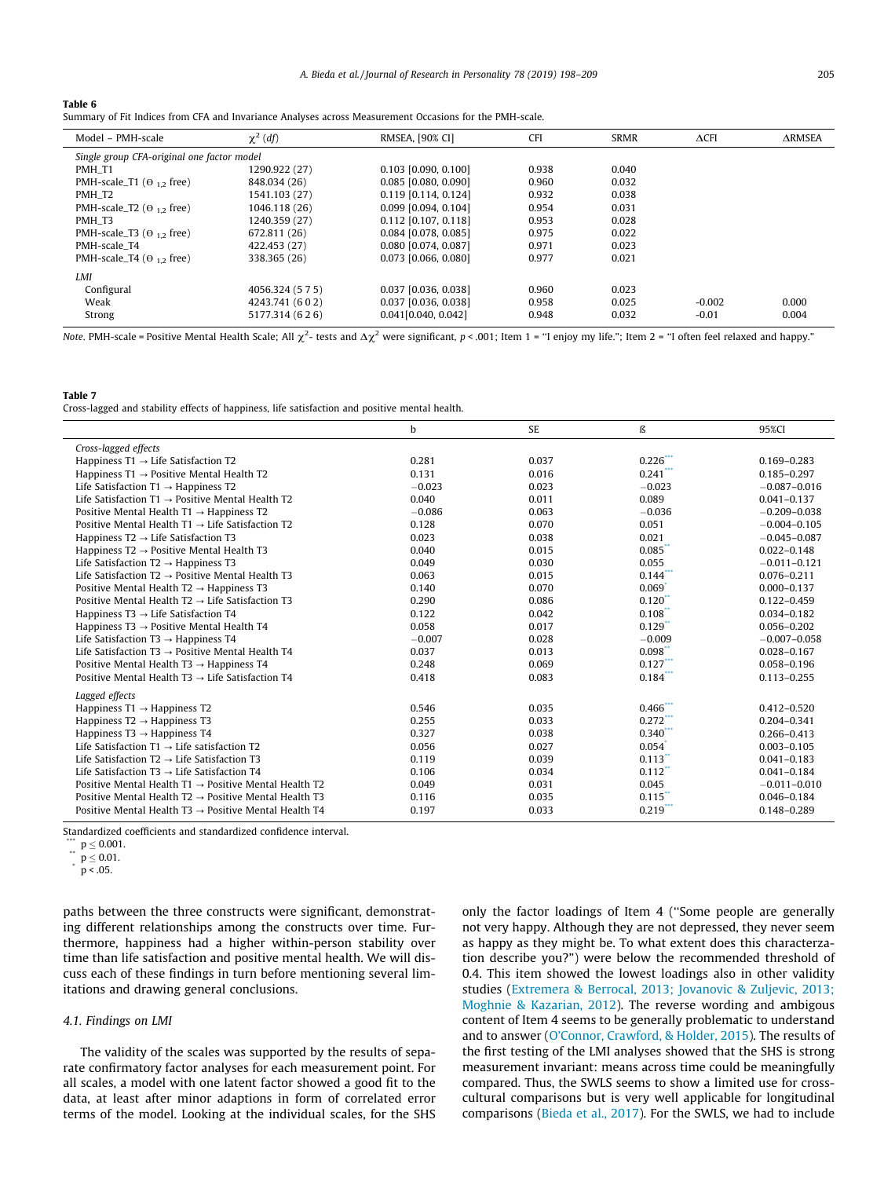**Table 6**
Summary of Fit Indices from CFA and Invariance Analyses across Measurement Occasions for the PMH-scale.

| Model – PMH-scale | $\chi^2$ (df) | RMSEA, [90% CI] | CFI | SRMR | ΔCFI | ΔRMSEA |
|---|---|---|---|---|---|---|
| *Single group CFA-original one factor model* | | | | | | |
| PMH_T1 | 1290.922 (27) | 0.103 [0.090, 0.100] | 0.938 | 0.040 | | |
| PMH-scale_T1 ($\Theta_{1,2}$ free) | 848.034 (26) | 0.085 [0.080, 0.090] | 0.960 | 0.032 | | |
| PMH_T2 | 1541.103 (27) | 0.119 [0.114, 0.124] | 0.932 | 0.038 | | |
| PMH-scale_T2 ($\Theta_{1,2}$ free) | 1046.118 (26) | 0.099 [0.094, 0.104] | 0.954 | 0.031 | | |
| PMH_T3 | 1240.359 (27) | 0.112 [0.107, 0.118] | 0.953 | 0.028 | | |
| PMH-scale_T3 ($\Theta_{1,2}$ free) | 672.811 (26) | 0.084 [0.078, 0.085] | 0.975 | 0.022 | | |
| PMH-scale_T4 | 422.453 (27) | 0.080 [0.074, 0.087] | 0.971 | 0.023 | | |
| PMH-scale_T4 ($\Theta_{1,2}$ free) | 338.365 (26) | 0.073 [0.066, 0.080] | 0.977 | 0.021 | | |
| *LMI* | | | | | | |
| Configural | 4056.324 (5 7 5) | 0.037 [0.036, 0.038] | 0.960 | 0.023 | | |
| Weak | 4243.741 (6 0 2) | 0.037 [0.036, 0.038] | 0.958 | 0.025 | −0.002 | 0.000 |
| Strong | 5177.314 (6 2 6) | 0.041[0.040, 0.042] | 0.948 | 0.032 | −0.01 | 0.004 |

*Note*. PMH-scale = Positive Mental Health Scale; All $\chi^2$- tests and $\Delta\chi^2$ were significant, $p < .001$; Item 1 = "I enjoy my life."; Item 2 = "I often feel relaxed and happy."

**Table 7**
Cross-lagged and stability effects of happiness, life satisfaction and positive mental health.

| | b | SE | ß | 95%CI |
|---|---|---|---|---|
| *Cross-lagged effects* | | | | |
| Happiness T1 → Life Satisfaction T2 | 0.281 | 0.037 | 0.226*** | 0.169–0.283 |
| Happiness T1 → Positive Mental Health T2 | 0.131 | 0.016 | 0.241*** | 0.185–0.297 |
| Life Satisfaction T1 → Happiness T2 | −0.023 | 0.023 | −0.023 | −0.087–0.016 |
| Life Satisfaction T1 → Positive Mental Health T2 | 0.040 | 0.011 | 0.089 | 0.041–0.137 |
| Positive Mental Health T1 → Happiness T2 | −0.086 | 0.063 | −0.036 | −0.209–0.038 |
| Positive Mental Health T1 → Life Satisfaction T2 | 0.128 | 0.070 | 0.051 | −0.004–0.105 |
| Happiness T2 → Life Satisfaction T3 | 0.023 | 0.038 | 0.021 | −0.045–0.087 |
| Happiness T2 → Positive Mental Health T3 | 0.040 | 0.015 | 0.085** | 0.022–0.148 |
| Life Satisfaction T2 → Happiness T3 | 0.049 | 0.030 | 0.055 | −0.011–0.121 |
| Life Satisfaction T2 → Positive Mental Health T3 | 0.063 | 0.015 | 0.144*** | 0.076–0.211 |
| Positive Mental Health T2 → Happiness T3 | 0.140 | 0.070 | 0.069* | 0.000–0.137 |
| Positive Mental Health T2 → Life Satisfaction T3 | 0.290 | 0.086 | 0.120** | 0.122–0.459 |
| Happiness T3 → Life Satisfaction T4 | 0.122 | 0.042 | 0.108** | 0.034–0.182 |
| Happiness T3 → Positive Mental Health T4 | 0.058 | 0.017 | 0.129** | 0.056–0.202 |
| Life Satisfaction T3 → Happiness T4 | −0.007 | 0.028 | −0.009 | −0.007–0.058 |
| Life Satisfaction T3 → Positive Mental Health T4 | 0.037 | 0.013 | 0.098** | 0.028–0.167 |
| Positive Mental Health T3 → Happiness T4 | 0.248 | 0.069 | 0.127*** | 0.058–0.196 |
| Positive Mental Health T3 → Life Satisfaction T4 | 0.418 | 0.083 | 0.184*** | 0.113–0.255 |
| *Lagged effects* | | | | |
| Happiness T1 → Happiness T2 | 0.546 | 0.035 | 0.466*** | 0.412–0.520 |
| Happiness T2 → Happiness T3 | 0.255 | 0.033 | 0.272*** | 0.204–0.341 |
| Happiness T3 → Happiness T4 | 0.327 | 0.038 | 0.340*** | 0.266–0.413 |
| Life Satisfaction T1 → Life satisfaction T2 | 0.056 | 0.027 | 0.054* | 0.003–0.105 |
| Life Satisfaction T2 → Life Satisfaction T3 | 0.119 | 0.039 | 0.113** | 0.041–0.183 |
| Life Satisfaction T3 → Life Satisfaction T4 | 0.106 | 0.034 | 0.112** | 0.041–0.184 |
| Positive Mental Health T1 → Positive Mental Health T2 | 0.049 | 0.031 | 0.045 | −0.011–0.010 |
| Positive Mental Health T2 → Positive Mental Health T3 | 0.116 | 0.035 | 0.115** | 0.046–0.184 |
| Positive Mental Health T3 → Positive Mental Health T4 | 0.197 | 0.033 | 0.219*** | 0.148–0.289 |

Standardized coefficients and standardized confidence interval.
*** $p \le 0.001$.
** $p \le 0.01$.
* $p < .05$.

paths between the three constructs were significant, demonstrating different relationships among the constructs over time. Furthermore, happiness had a higher within-person stability over time than life satisfaction and positive mental health. We will discuss each of these findings in turn before mentioning several limitations and drawing general conclusions.

### 4.1. Findings on LMI

The validity of the scales was supported by the results of separate confirmatory factor analyses for each measurement point. For all scales, a model with one latent factor showed a good fit to the data, at least after minor adaptions in form of correlated error terms of the model. Looking at the individual scales, for the SHS only the factor loadings of Item 4 ("Some people are generally not very happy. Although they are not depressed, they never seem as happy as they might be. To what extent does this characterization describe you?") were below the recommended threshold of 0.4. This item showed the lowest loadings also in other validity studies (Extremera & Berrocal, 2013; Jovanovic & Zuljevic, 2013; Moghnie & Kazarian, 2012). The reverse wording and ambiguous content of Item 4 seems to be generally problematic to understand and to answer (O'Connor, Crawford, & Holder, 2015). The results of the first testing of the LMI analyses showed that the SHS is strong measurement invariant: means across time could be meaningfully compared. Thus, the SWLS seems to show a limited use for cross-cultural comparisons but is very well applicable for longitudinal comparisons (Bieda et al., 2017). For the SWLS, we had to include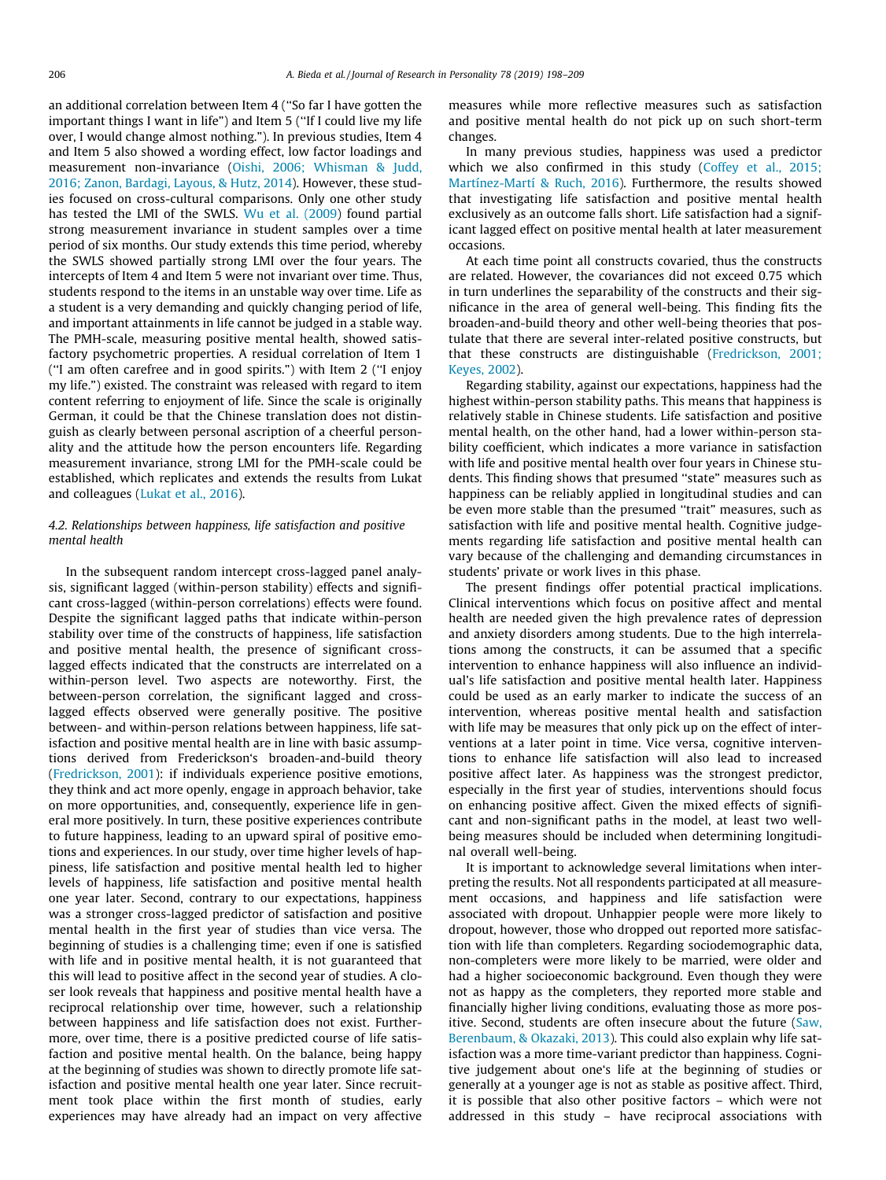an additional correlation between Item 4 ("So far I have gotten the important things I want in life") and Item 5 ("If I could live my life over, I would change almost nothing."). In previous studies, Item 4 and Item 5 also showed a wording effect, low factor loadings and measurement non-invariance (Oishi, 2006; Whisman & Judd, 2016; Zanon, Bardagi, Layous, & Hutz, 2014). However, these studies focused on cross-cultural comparisons. Only one other study has tested the LMI of the SWLS. Wu et al. (2009) found partial strong measurement invariance in student samples over a time period of six months. Our study extends this time period, whereby the SWLS showed partially strong LMI over the four years. The intercepts of Item 4 and Item 5 were not invariant over time. Thus, students respond to the items in an unstable way over time. Life as a student is a very demanding and quickly changing period of life, and important attainments in life cannot be judged in a stable way. The PMH-scale, measuring positive mental health, showed satisfactory psychometric properties. A residual correlation of Item 1 ("I am often carefree and in good spirits.") with Item 2 ("I enjoy my life.") existed. The constraint was released with regard to item content referring to enjoyment of life. Since the scale is originally German, it could be that the Chinese translation does not distinguish as clearly between personal ascription of a cheerful personality and the attitude how the person encounters life. Regarding measurement invariance, strong LMI for the PMH-scale could be established, which replicates and extends the results from Lukat and colleagues (Lukat et al., 2016).

### 4.2. Relationships between happiness, life satisfaction and positive mental health

In the subsequent random intercept cross-lagged panel analysis, significant lagged (within-person stability) effects and significant cross-lagged (within-person correlations) effects were found. Despite the significant lagged paths that indicate within-person stability over time of the constructs of happiness, life satisfaction and positive mental health, the presence of significant cross-lagged effects indicated that the constructs are interrelated on a within-person level. Two aspects are noteworthy. First, the between-person correlation, the significant lagged and cross-lagged effects observed were generally positive. The positive between- and within-person relations between happiness, life satisfaction and positive mental health are in line with basic assumptions derived from Fredericksonʻs broaden-and-build theory (Fredrickson, 2001): if individuals experience positive emotions, they think and act more openly, engage in approach behavior, take on more opportunities, and, consequently, experience life in general more positively. In turn, these positive experiences contribute to future happiness, leading to an upward spiral of positive emotions and experiences. In our study, over time higher levels of happiness, life satisfaction and positive mental health led to higher levels of happiness, life satisfaction and positive mental health one year later. Second, contrary to our expectations, happiness was a stronger cross-lagged predictor of satisfaction and positive mental health in the first year of studies than vice versa. The beginning of studies is a challenging time; even if one is satisfied with life and in positive mental health, it is not guaranteed that this will lead to positive affect in the second year of studies. A closer look reveals that happiness and positive mental health have a reciprocal relationship over time, however, such a relationship between happiness and life satisfaction does not exist. Furthermore, over time, there is a positive predicted course of life satisfaction and positive mental health. On the balance, being happy at the beginning of studies was shown to directly promote life satisfaction and positive mental health one year later. Since recruitment took place within the first month of studies, early experiences may have already had an impact on very affective measures while more reflective measures such as satisfaction and positive mental health do not pick up on such short-term changes.

In many previous studies, happiness was used a predictor which we also confirmed in this study (Coffey et al., 2015; Martínez-Martí & Ruch, 2016). Furthermore, the results showed that investigating life satisfaction and positive mental health exclusively as an outcome falls short. Life satisfaction had a significant lagged effect on positive mental health at later measurement occasions.

At each time point all constructs covaried, thus the constructs are related. However, the covariances did not exceed 0.75 which in turn underlines the separability of the constructs and their significance in the area of general well-being. This finding fits the broaden-and-build theory and other well-being theories that postulate that there are several inter-related positive constructs, but that these constructs are distinguishable (Fredrickson, 2001; Keyes, 2002).

Regarding stability, against our expectations, happiness had the highest within-person stability paths. This means that happiness is relatively stable in Chinese students. Life satisfaction and positive mental health, on the other hand, had a lower within-person stability coefficient, which indicates a more variance in satisfaction with life and positive mental health over four years in Chinese students. This finding shows that presumed "state" measures such as happiness can be reliably applied in longitudinal studies and can be even more stable than the presumed "trait" measures, such as satisfaction with life and positive mental health. Cognitive judgements regarding life satisfaction and positive mental health can vary because of the challenging and demanding circumstances in students' private or work lives in this phase.

The present findings offer potential practical implications. Clinical interventions which focus on positive affect and mental health are needed given the high prevalence rates of depression and anxiety disorders among students. Due to the high interrelations among the constructs, it can be assumed that a specific intervention to enhance happiness will also influence an individual's life satisfaction and positive mental health later. Happiness could be used as an early marker to indicate the success of an intervention, whereas positive mental health and satisfaction with life may be measures that only pick up on the effect of interventions at a later point in time. Vice versa, cognitive interventions to enhance life satisfaction will also lead to increased positive affect later. As happiness was the strongest predictor, especially in the first year of studies, interventions should focus on enhancing positive affect. Given the mixed effects of significant and non-significant paths in the model, at least two well-being measures should be included when determining longitudinal overall well-being.

It is important to acknowledge several limitations when interpreting the results. Not all respondents participated at all measurement occasions, and happiness and life satisfaction were associated with dropout. Unhappier people were more likely to dropout, however, those who dropped out reported more satisfaction with life than completers. Regarding sociodemographic data, non-completers were more likely to be married, were older and had a higher socioeconomic background. Even though they were not as happy as the completers, they reported more stable and financially higher living conditions, evaluating those as more positive. Second, students are often insecure about the future (Saw, Berenbaum, & Okazaki, 2013). This could also explain why life satisfaction was a more time-variant predictor than happiness. Cognitive judgement about one's life at the beginning of studies or generally at a younger age is not as stable as positive affect. Third, it is possible that also other positive factors – which were not addressed in this study – have reciprocal associations with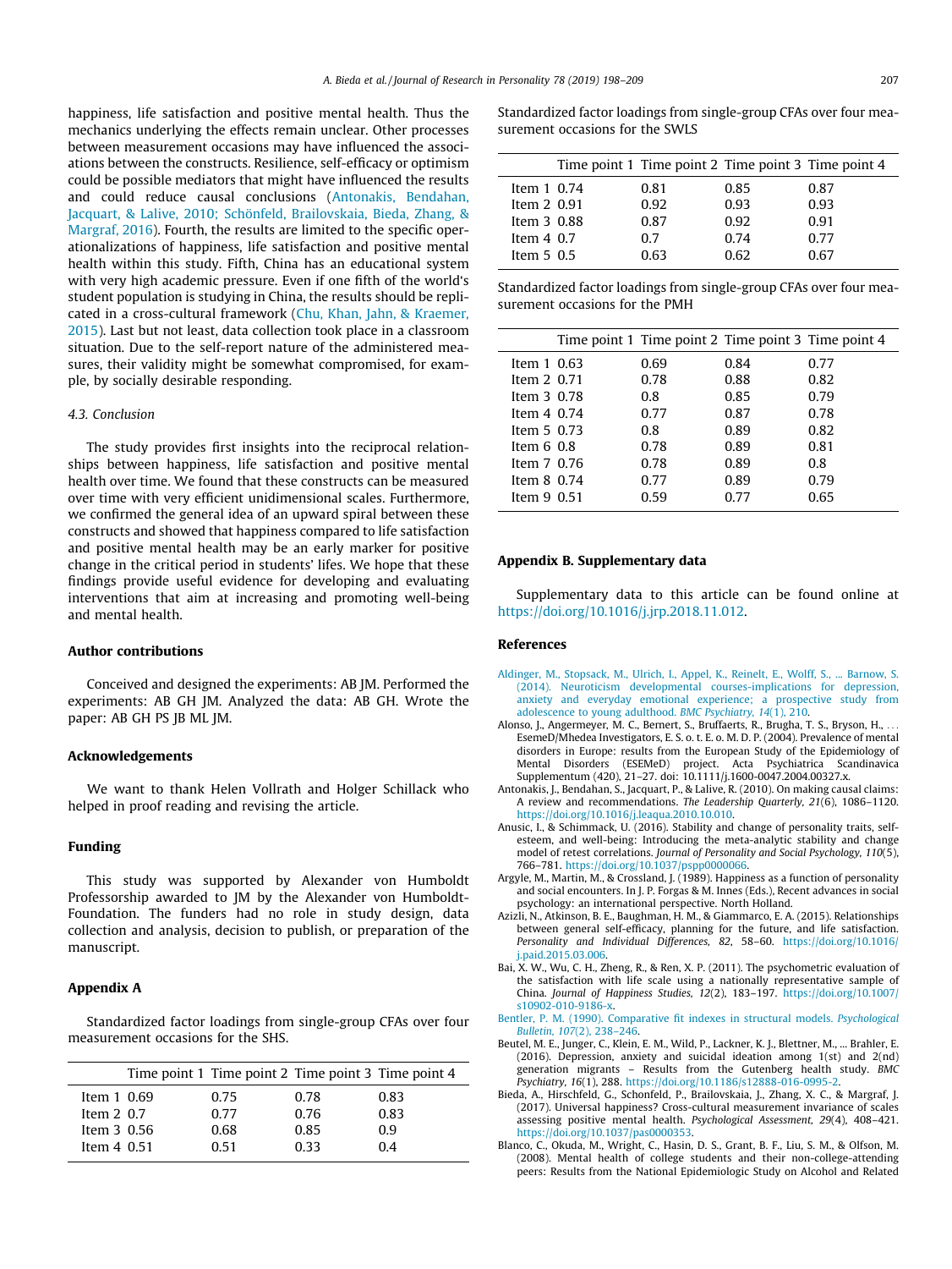happiness, life satisfaction and positive mental health. Thus the mechanics underlying the effects remain unclear. Other processes between measurement occasions may have influenced the associations between the constructs. Resilience, self-efficacy or optimism could be possible mediators that might have influenced the results and could reduce causal conclusions (Antonakis, Bendahan, Jacquart, & Lalive, 2010; Schönfeld, Brailovskaia, Bieda, Zhang, & Margraf, 2016). Fourth, the results are limited to the specific operationalizations of happiness, life satisfaction and positive mental health within this study. Fifth, China has an educational system with very high academic pressure. Even if one fifth of the world's student population is studying in China, the results should be replicated in a cross-cultural framework (Chu, Khan, Jahn, & Kraemer, 2015). Last but not least, data collection took place in a classroom situation. Due to the self-report nature of the administered measures, their validity might be somewhat compromised, for example, by socially desirable responding.

### 4.3. Conclusion

The study provides first insights into the reciprocal relationships between happiness, life satisfaction and positive mental health over time. We found that these constructs can be measured over time with very efficient unidimensional scales. Furthermore, we confirmed the general idea of an upward spiral between these constructs and showed that happiness compared to life satisfaction and positive mental health may be an early marker for positive change in the critical period in students' lifes. We hope that these findings provide useful evidence for developing and evaluating interventions that aim at increasing and promoting well-being and mental health.

## Author contributions

Conceived and designed the experiments: AB JM. Performed the experiments: AB GH JM. Analyzed the data: AB GH. Wrote the paper: AB GH PS JB ML JM.

## Acknowledgements

We want to thank Helen Vollrath and Holger Schillack who helped in proof reading and revising the article.

## Funding

This study was supported by Alexander von Humboldt Professorship awarded to JM by the Alexander von Humboldt-Foundation. The funders had no role in study design, data collection and analysis, decision to publish, or preparation of the manuscript.

## Appendix A

Standardized factor loadings from single-group CFAs over four measurement occasions for the SHS.

| | Time point 1 | Time point 2 | Time point 3 | Time point 4 |
|---|---|---|---|---|
| Item 1 | 0.69 | 0.75 | 0.78 | 0.83 |
| Item 2 | 0.7 | 0.77 | 0.76 | 0.83 |
| Item 3 | 0.56 | 0.68 | 0.85 | 0.9 |
| Item 4 | 0.51 | 0.51 | 0.33 | 0.4 |

Standardized factor loadings from single-group CFAs over four measurement occasions for the SWLS

| | Time point 1 | Time point 2 | Time point 3 | Time point 4 |
|---|---|---|---|---|
| Item 1 | 0.74 | 0.81 | 0.85 | 0.87 |
| Item 2 | 0.91 | 0.92 | 0.93 | 0.93 |
| Item 3 | 0.88 | 0.87 | 0.92 | 0.91 |
| Item 4 | 0.7 | 0.7 | 0.74 | 0.77 |
| Item 5 | 0.5 | 0.63 | 0.62 | 0.67 |

Standardized factor loadings from single-group CFAs over four measurement occasions for the PMH

| | Time point 1 | Time point 2 | Time point 3 | Time point 4 |
|---|---|---|---|---|
| Item 1 | 0.63 | 0.69 | 0.84 | 0.77 |
| Item 2 | 0.71 | 0.78 | 0.88 | 0.82 |
| Item 3 | 0.78 | 0.8 | 0.85 | 0.79 |
| Item 4 | 0.74 | 0.77 | 0.87 | 0.78 |
| Item 5 | 0.73 | 0.8 | 0.89 | 0.82 |
| Item 6 | 0.8 | 0.78 | 0.89 | 0.81 |
| Item 7 | 0.76 | 0.78 | 0.89 | 0.8 |
| Item 8 | 0.74 | 0.77 | 0.89 | 0.79 |
| Item 9 | 0.51 | 0.59 | 0.77 | 0.65 |

## Appendix B. Supplementary data

Supplementary data to this article can be found online at https://doi.org/10.1016/j.jrp.2018.11.012.

## References

Aldinger, M., Stopsack, M., Ulrich, I., Appel, K., Reinelt, E., Wolff, S., ... Barnow, S. (2014). Neuroticism developmental courses-implications for depression, anxiety and everyday emotional experience; a prospective study from adolescence to young adulthood. *BMC Psychiatry, 14*(1), 210.

Alonso, J., Angermeyer, M. C., Bernert, S., Bruffaerts, R., Brugha, T. S., Bryson, H., ... EsemeD/Mhedea Investigators, E. S. o. t. E. o. M. D. P. (2004). Prevalence of mental disorders in Europe: results from the European Study of the Epidemiology of Mental Disorders (ESEMeD) project. Acta Psychiatrica Scandinavica Supplementum (420), 21–27. doi: 10.1111/j.1600-0047.2004.00327.x.

Antonakis, J., Bendahan, S., Jacquart, P., & Lalive, R. (2010). On making causal claims: A review and recommendations. *The Leadership Quarterly, 21*(6), 1086–1120. https://doi.org/10.1016/j.leaqua.2010.10.010.

Anusic, I., & Schimmack, U. (2016). Stability and change of personality traits, self-esteem, and well-being: Introducing the meta-analytic stability and change model of retest correlations. *Journal of Personality and Social Psychology, 110*(5), 766–781. https://doi.org/10.1037/pspp0000066.

Argyle, M., Martin, M., & Crossland, J. (1989). Happiness as a function of personality and social encounters. In J. P. Forgas & M. Innes (Eds.), Recent advances in social psychology: an international perspective. North Holland.

Azizli, N., Atkinson, B. E., Baughman, H. M., & Giammarco, E. A. (2015). Relationships between general self-efficacy, planning for the future, and life satisfaction. *Personality and Individual Differences, 82*, 58–60. https://doi.org/10.1016/j.paid.2015.03.006.

Bai, X. W., Wu, C. H., Zheng, R., & Ren, X. P. (2011). The psychometric evaluation of the satisfaction with life scale using a nationally representative sample of China. *Journal of Happiness Studies, 12*(2), 183–197. https://doi.org/10.1007/s10902-010-9186-x.

Bentler, P. M. (1990). Comparative fit indexes in structural models. *Psychological Bulletin, 107*(2), 238–246.

Beutel, M. E., Junger, C., Klein, E. M., Wild, P., Lackner, K. J., Blettner, M., ... Brahler, E. (2016). Depression, anxiety and suicidal ideation among 1(st) and 2(nd) generation migrants – Results from the Gutenberg health study. *BMC Psychiatry, 16*(1), 288. https://doi.org/10.1186/s12888-016-0995-2.

Bieda, A., Hirschfeld, G., Schonfeld, P., Brailovskaia, J., Zhang, X. C., & Margraf, J. (2017). Universal happiness? Cross-cultural measurement invariance of scales assessing positive mental health. *Psychological Assessment, 29*(4), 408–421. https://doi.org/10.1037/pas0000353.

Blanco, C., Okuda, M., Wright, C., Hasin, D. S., Grant, B. F., Liu, S. M., & Olfson, M. (2008). Mental health of college students and their non-college-attending peers: Results from the National Epidemiologic Study on Alcohol and Related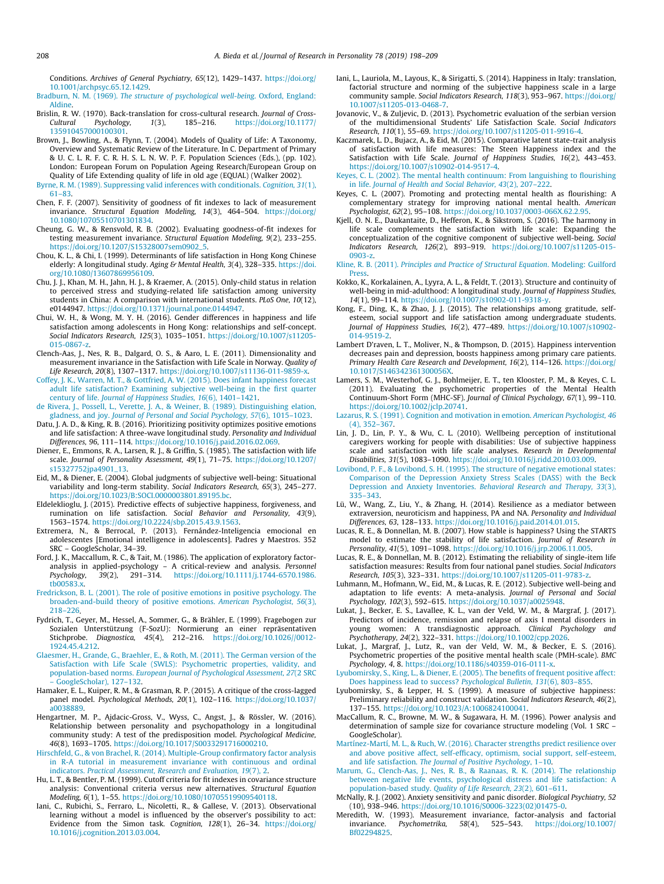Conditions. *Archives of General Psychiatry, 65*(12), 1429–1437. https://doi.org/10.1001/archpsyc.65.12.1429.

Bradburn, N. M. (1969). *The structure of psychological well-being*. Oxford, England: Aldine.

Brislin, R. W. (1970). Back-translation for cross-cultural research. *Journal of Cross-Cultural Psychology, 1*(3), 185–216. https://doi.org/10.1177/135910457000100301.

Brown, J., Bowling, A., & Flynn, T. (2004). Models of Quality of Life: A Taxonomy, Overview and Systematic Review of the Literature. In C. Department of Primary & U. C. L. R. F. C. R. H. S. L. N. W. P. F. Population Sciences (Eds.), (pp. 102). London: European Forum on Population Ageing Research/European Group on Quality of Life Extending quality of life in old age (EQUAL) (Walker 2002).

Byrne, R. M. (1989). Suppressing valid inferences with conditionals. *Cognition, 31*(1), 61–83.

Chen, F. F. (2007). Sensitivity of goodness of fit indexes to lack of measurement invariance. *Structural Equation Modeling, 14*(3), 464–504. https://doi.org/10.1080/10705510701301834.

Cheung, G. W., & Rensvold, R. B. (2002). Evaluating goodness-of-fit indexes for testing measurement invariance. *Structural Equation Modeling, 9*(2), 233–255. https://doi.org/10.1207/S15328007sem0902_5.

Chou, K. L., & Chi, I. (1999). Determinants of life satisfaction in Hong Kong Chinese elderly: A longitudinal study. *Aging & Mental Health, 3*(4), 328–335. https://doi.org/10.1080/13607869956109.

Chu, J. J., Khan, M. H., Jahn, H. J., & Kraemer, A. (2015). Only-child status in relation to perceived stress and studying-related life satisfaction among university students in China: A comparison with international students. *PLoS One, 10*(12), e0144947. https://doi.org/10.1371/journal.pone.0144947.

Chui, W. H., & Wong, M. Y. H. (2016). Gender differences in happiness and life satisfaction among adolescents in Hong Kong: relationships and self-concept. *Social Indicators Research, 125*(3), 1035–1051. https://doi.org/10.1007/s11205-015-0867-z.

Clench-Aas, J., Nes, R. B., Dalgard, O. S., & Aaro, L. E. (2011). Dimensionality and measurement invariance in the Satisfaction with Life Scale in Norway. *Quality of Life Research, 20*(8), 1307–1317. https://doi.org/10.1007/s11136-011-9859-x.

Coffey, J. K., Warren, M. T., & Gottfried, A. W. (2015). Does infant happiness forecast adult life satisfaction? Examining subjective well-being in the first quarter century of life. *Journal of Happiness Studies, 16*(6), 1401–1421.

de Rivera, J., Possell, L., Verette, J. A., & Weiner, B. (1989). Distinguishing elation, gladness, and joy. *Journal of Personal and Social Psychology, 57*(6), 1015–1023.

Datu, J. A. D., & King, R. B. (2016). Prioritizing positivity optimizes positive emotions and life satisfaction: A three-wave longitudinal study. *Personality and Individual Differences, 96*, 111–114. https://doi.org/10.1016/j.paid.2016.02.069.

Diener, E., Emmons, R. A., Larsen, R. J., & Griffin, S. (1985). The satisfaction with life scale. *Journal of Personality Assessment, 49*(1), 71–75. https://doi.org/10.1207/s15327752jpa4901_13.

Eid, M., & Diener, E. (2004). Global judgments of subjective well-being: Situational variability and long-term stability. *Social Indicators Research, 65*(3), 245–277. https://doi.org/10.1023/B:SOCI.0000003801.89195.bc.

Eldeleklioglu, J. (2015). Predictive effects of subjective happiness, forgiveness, and rumination on life satisfaction. *Social Behavior and Personality, 43*(9), 1563–1574. https://doi.org/10.2224/sbp.2015.43.9.1563.

Extremera, N., & Berrocal, P. (2013). Fernández-Inteligencia emocional en adolescentes [Emotional intelligence in adolescents]. Padres y Maestros. 352 SRC – GoogleScholar, 34–39.

Ford, J. K., Maccallum, R. C., & Tait, M. (1986). The application of exploratory factor-analysis in applied-psychology – A critical-review and analysis. *Personnel Psychology, 39*(2), 291–314. https://doi.org/10.1111/j.1744-6570.1986.tb00583.x.

Fredrickson, B. L. (2001). The role of positive emotions in positive psychology. The broaden-and-build theory of positive emotions. *American Psychologist, 56*(3), 218–226.

Fydrich, T., Geyer, M., Hessel, A., Sommer, G., & Brähler, E. (1999). Fragebogen zur Sozialen Unterstützung (F-SozU): Normierung an einer repräsentativen Stichprobe. *Diagnostica, 45*(4), 212–216. https://doi.org/10.1026//0012-1924.45.4.212.

Glaesmer, H., Grande, G., Braehler, E., & Roth, M. (2011). The German version of the Satisfaction with Life Scale (SWLS): Psychometric properties, validity, and population-based norms. *European Journal of Psychological Assessment, 27*(2 SRC – GoogleScholar), 127–132.

Hamaker, E. L., Kuiper, R. M., & Grasman, R. P. (2015). A critique of the cross-lagged panel model. *Psychological Methods, 20*(1), 102–116. https://doi.org/10.1037/a0038889.

Hengartner, M. P., Ajdacic-Gross, V., Wyss, C., Angst, J., & Rössler, W. (2016). Relationship between personality and psychopathology in a longitudinal community study: A test of the predisposition model. *Psychological Medicine, 46*(8), 1693–1705. https://doi.org/10.1017/S0033291716000210.

Hirschfeld, G., & von Brachel, R. (2014). Multiple-Group confirmatory factor analysis in R-A tutorial in measurement invariance with continuous and ordinal indicators. *Practical Assessment, Research and Evaluation, 19*(7), 2.

Hu, L. T., & Bentler, P. M. (1999). Cutoff criteria for fit indexes in covariance structure analysis: Conventional criteria versus new alternatives. *Structural Equation Modeling, 6*(1), 1–55. https://doi.org/10.1080/10705519909540118.

Iani, C., Rubichi, S., Ferraro, L., Nicoletti, R., & Gallese, V. (2013). Observational learning without a model is influenced by the observer's possibility to act: Evidence from the Simon task. *Cognition, 128*(1), 26–34. https://doi.org/10.1016/j.cognition.2013.03.004.

Iani, L., Lauriola, M., Layous, K., & Sirigatti, S. (2014). Happiness in Italy: translation, factorial structure and norming of the subjective happiness scale in a large community sample. *Social Indicators Research, 118*(3), 953–967. https://doi.org/10.1007/s11205-013-0468-7.

Jovanovic, V., & Zuljevic, D. (2013). Psychometric evaluation of the serbian version of the multidimensional Students' Life Satisfaction Scale. *Social Indicators Research, 110*(1), 55–69. https://doi.org/10.1007/s11205-011-9916-4.

Kaczmarek, L. D., Bujacz, A., & Eid, M. (2015). Comparative latent state-trait analysis of satisfaction with life measures: The Steen Happiness index and the Satisfaction with Life Scale. *Journal of Happiness Studies, 16*(2), 443–453. https://doi.org/10.1007/s10902-014-9517-4.

Keyes, C. L. (2002). The mental health continuum: From languishing to flourishing in life. *Journal of Health and Social Behavior, 43*(2), 207–222.

Keyes, C. L. (2007). Promoting and protecting mental health as flourishing: A complementary strategy for improving national mental health. *American Psychologist, 62*(2), 95–108. https://doi.org/10.1037/0003-066X.62.2.95.

Kjell, O. N. E., Daukantaite, D., Hefferon, K., & Sikstrom, S. (2016). The harmony in life scale complements the satisfaction with life scale: Expanding the conceptualization of the cognitive component of subjective well-being. *Social Indicators Research, 126*(2), 893–919. https://doi.org/10.1007/s11205-015-0903-z.

Kline, R. B. (2011). *Principles and Practice of Structural Equation*. Modeling: Guilford Press.

Kokko, K., Korkalainen, A., Lyyra, A. L., & Feldt, T. (2013). Structure and continuity of well-being in mid-adulthood: A longitudinal study. *Journal of Happiness Studies, 14*(1), 99–114. https://doi.org/10.1007/s10902-011-9318-y.

Kong, F., Ding, K., & Zhao, J. J. (2015). The relationships among gratitude, self-esteem, social support and life satisfaction among undergraduate students. *Journal of Happiness Studies, 16*(2), 477–489. https://doi.org/10.1007/s10902-014-9519-2.

Lambert D'raven, L. T., Moliver, N., & Thompson, D. (2015). Happiness intervention decreases pain and depression, boosts happiness among primary care patients. *Primary Health Care Research and Development, 16*(2), 114–126. https://doi.org/10.1017/S146342361300056X.

Lamers, S. M., Westerhof, G. J., Bohlmeijer, E. T., ten Klooster, P. M., & Keyes, C. L. (2011). Evaluating the psychometric properties of the Mental Health Continuum-Short Form (MHC-SF). *Journal of Clinical Psychology, 67*(1), 99–110. https://doi.org/10.1002/jclp.20741.

Lazarus, R. S. (1991). Cognition and motivation in emotion. *American Psychologist, 46*(4), 352–367.

Lin, J. D., Lin, P. Y., & Wu, C. L. (2010). Wellbeing perception of institutional caregivers working for people with disabilities: Use of subjective happiness scale and satisfaction with life scale analyses. *Research in Developmental Disabilities, 31*(5), 1083–1090. https://doi.org/10.1016/j.ridd.2010.03.009.

Lovibond, P. F., & Lovibond, S. H. (1995). The structure of negative emotional states: Comparison of the Depression Anxiety Stress Scales (DASS) with the Beck Depression and Anxiety Inventories. *Behavioral Research and Therapy, 33*(3), 335–343.

Lü, W., Wang, Z., Liu, Y., & Zhang, H. (2014). Resilience as a mediator between extraversion, neuroticism and happiness, PA and NA. *Personality and Individual Differences, 63*, 128–133. https://doi.org/10.1016/j.paid.2014.01.015.

Lucas, R. E., & Donnellan, M. B. (2007). How stable is happiness? Using the STARTS model to estimate the stability of life satisfaction. *Journal of Research in Personality, 41*(5), 1091–1098. https://doi.org/10.1016/j.jrp.2006.11.005.

Lucas, R. E., & Donnellan, M. B. (2012). Estimating the reliability of single-item life satisfaction measures: Results from four national panel studies. *Social Indicators Research, 105*(3), 323–331. https://doi.org/10.1007/s11205-011-9783-z.

Luhmann, M., Hofmann, W., Eid, M., & Lucas, R. E. (2012). Subjective well-being and adaptation to life events: A meta-analysis. *Journal of Personal and Social Psychology, 102*(3), 592–615. https://doi.org/10.1037/a0025948.

Lukat, J., Becker, E. S., Lavallee, K. L., van der Veld, W. M., & Margraf, J. (2017). Predictors of incidence, remission and relapse of axis I mental disorders in young women: A transdiagnostic approach. *Clinical Psychology and Psychotherapy, 24*(2), 322–331. https://doi.org/10.1002/cpp.2026.

Lukat, J., Margraf, J., Lutz, R., van der Veld, W. M., & Becker, E. S. (2016). Psychometric properties of the positive mental health scale (PMH-scale). *BMC Psychology, 4*, 8. https://doi.org/10.1186/s40359-016-0111-x.

Lyubomirsky, S., King, L., & Diener, E. (2005). The benefits of frequent positive affect: Does happiness lead to success? *Psychological Bulletin, 131*(6), 803–855.

Lyubomirsky, S., & Lepper, H. S. (1999). A measure of subjective happiness: Preliminary reliability and construct validation. *Social Indicators Research, 46*(2), 137–155. https://doi.org/10.1023/A:1006824100041.

MacCallum, R. C., Browne, M. W., & Sugawara, H. M. (1996). Power analysis and determination of sample size for covariance structure modeling (Vol. 1 SRC – GoogleScholar).

Martínez-Martí, M. L., & Ruch, W. (2016). Character strengths predict resilience over and above positive affect, self-efficacy, optimism, social support, self-esteem, and life satisfaction. *The Journal of Positive Psychology*, 1–10.

Marum, G., Clench-Aas, J., Nes, R. B., & Raanaas, R. K. (2014). The relationship between negative life events, psychological distress and life satisfaction: A population-based study. *Quality of Life Research, 23*(2), 601–611.

McNally, R. J. (2002). Anxiety sensitivity and panic disorder. *Biological Psychiatry, 52*(10), 938–946. https://doi.org/10.1016/S0006-3223(02)01475-0.

Meredith, W. (1993). Measurement invariance, factor-analysis and factorial invariance. *Psychometrika, 58*(4), 525–543. https://doi.org/10.1007/Bf02294825.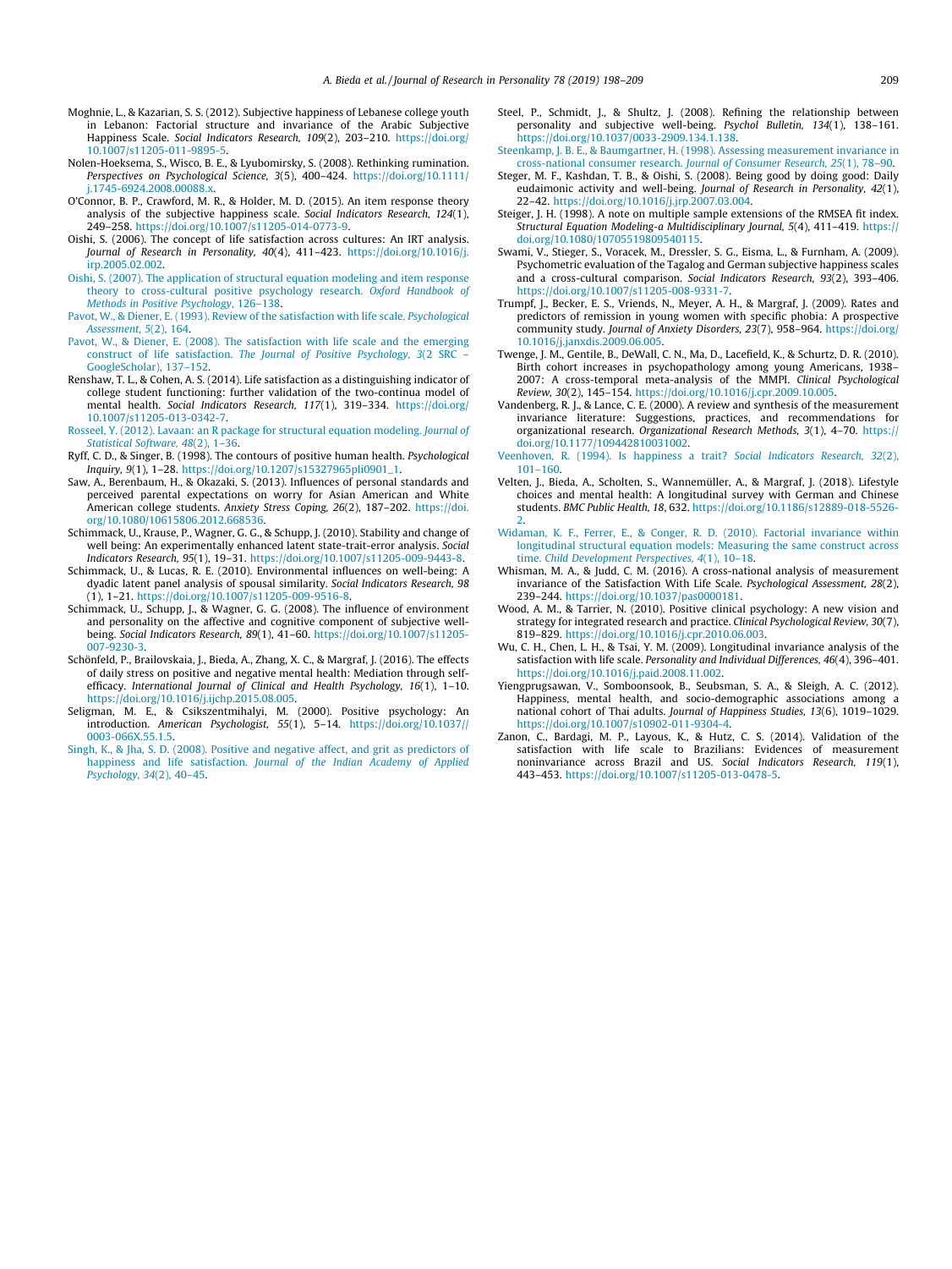Moghnie, L., & Kazarian, S. S. (2012). Subjective happiness of Lebanese college youth in Lebanon: Factorial structure and invariance of the Arabic Subjective Happiness Scale. *Social Indicators Research, 109*(2), 203–210. https://doi.org/10.1007/s11205-011-9895-5.

Nolen-Hoeksema, S., Wisco, B. E., & Lyubomirsky, S. (2008). Rethinking rumination. *Perspectives on Psychological Science, 3*(5), 400–424. https://doi.org/10.1111/j.1745-6924.2008.00088.x.

O'Connor, B. P., Crawford, M. R., & Holder, M. D. (2015). An item response theory analysis of the subjective happiness scale. *Social Indicators Research, 124*(1), 249–258. https://doi.org/10.1007/s11205-014-0773-9.

Oishi, S. (2006). The concept of life satisfaction across cultures: An IRT analysis. *Journal of Research in Personality, 40*(4), 411–423. https://doi.org/10.1016/j.jrp.2005.02.002.

Oishi, S. (2007). The application of structural equation modeling and item response theory to cross-cultural positive psychology research. *Oxford Handbook of Methods in Positive Psychology*, 126–138.

Pavot, W., & Diener, E. (1993). Review of the satisfaction with life scale. *Psychological Assessment, 5*(2), 164.

Pavot, W., & Diener, E. (2008). The satisfaction with life scale and the emerging construct of life satisfaction. *The Journal of Positive Psychology, 3*(2 SRC – GoogleScholar), 137–152.

Renshaw, T. L., & Cohen, A. S. (2014). Life satisfaction as a distinguishing indicator of college student functioning: further validation of the two-continua model of mental health. *Social Indicators Research, 117*(1), 319–334. https://doi.org/10.1007/s11205-013-0342-7.

Rosseel, Y. (2012). Lavaan: an R package for structural equation modeling. *Journal of Statistical Software, 48*(2), 1–36.

Ryff, C. D., & Singer, B. (1998). The contours of positive human health. *Psychological Inquiry, 9*(1), 1–28. https://doi.org/10.1207/s15327965pli0901_1.

Saw, A., Berenbaum, H., & Okazaki, S. (2013). Influences of personal standards and perceived parental expectations on worry for Asian American and White American college students. *Anxiety Stress Coping, 26*(2), 187–202. https://doi.org/10.1080/10615806.2012.668536.

Schimmack, U., Krause, P., Wagner, G. G., & Schupp, J. (2010). Stability and change of well being: An experimentally enhanced latent state-trait-error analysis. *Social Indicators Research, 95*(1), 19–31. https://doi.org/10.1007/s11205-009-9443-8.

Schimmack, U., & Lucas, R. E. (2010). Environmental influences on well-being: A dyadic latent panel analysis of spousal similarity. *Social Indicators Research, 98*(1), 1–21. https://doi.org/10.1007/s11205-009-9516-8.

Schimmack, U., Schupp, J., & Wagner, G. G. (2008). The influence of environment and personality on the affective and cognitive component of subjective well-being. *Social Indicators Research, 89*(1), 41–60. https://doi.org/10.1007/s11205-007-9230-3.

Schönfeld, P., Brailovskaia, J., Bieda, A., Zhang, X. C., & Margraf, J. (2016). The effects of daily stress on positive and negative mental health: Mediation through self-efficacy. *International Journal of Clinical and Health Psychology, 16*(1), 1–10. https://doi.org/10.1016/j.ijchp.2015.08.005.

Seligman, M. E., & Csikszentmihalyi, M. (2000). Positive psychology: An introduction. *American Psychologist, 55*(1), 5–14. https://doi.org/10.1037//0003-066X.55.1.5.

Singh, K., & Jha, S. D. (2008). Positive and negative affect, and grit as predictors of happiness and life satisfaction. *Journal of the Indian Academy of Applied Psychology, 34*(2), 40–45.

Steel, P., Schmidt, J., & Shultz, J. (2008). Refining the relationship between personality and subjective well-being. *Psychol Bulletin, 134*(1), 138–161. https://doi.org/10.1037/0033-2909.134.1.138.

Steenkamp, J. B. E., & Baumgartner, H. (1998). Assessing measurement invariance in cross-national consumer research. *Journal of Consumer Research, 25*(1), 78–90.

Steger, M. F., Kashdan, T. B., & Oishi, S. (2008). Being good by doing good: Daily eudaimonic activity and well-being. *Journal of Research in Personality, 42*(1), 22–42. https://doi.org/10.1016/j.jrp.2007.03.004.

Steiger, J. H. (1998). A note on multiple sample extensions of the RMSEA fit index. *Structural Equation Modeling-a Multidisciplinary Journal, 5*(4), 411–419. https://doi.org/10.1080/10705519809540115.

Swami, V., Stieger, S., Voracek, M., Dressler, S. G., Eisma, L., & Furnham, A. (2009). Psychometric evaluation of the Tagalog and German subjective happiness scales and a cross-cultural comparison. *Social Indicators Research, 93*(2), 393–406. https://doi.org/10.1007/s11205-008-9331-7.

Trumpf, J., Becker, E. S., Vriends, N., Meyer, A. H., & Margraf, J. (2009). Rates and predictors of remission in young women with specific phobia: A prospective community study. *Journal of Anxiety Disorders, 23*(7), 958–964. https://doi.org/10.1016/j.janxdis.2009.06.005.

Twenge, J. M., Gentile, B., DeWall, C. N., Ma, D., Lacefield, K., & Schurtz, D. R. (2010). Birth cohort increases in psychopathology among young Americans, 1938–2007: A cross-temporal meta-analysis of the MMPI. *Clinical Psychological Review, 30*(2), 145–154. https://doi.org/10.1016/j.cpr.2009.10.005.

Vandenberg, R. J., & Lance, C. E. (2000). A review and synthesis of the measurement invariance literature: Suggestions, practices, and recommendations for organizational research. *Organizational Research Methods, 3*(1), 4–70. https://doi.org/10.1177/109442810031002.

Veenhoven, R. (1994). Is happiness a trait? *Social Indicators Research, 32*(2), 101–160.

Velten, J., Bieda, A., Scholten, S., Wannemüller, A., & Margraf, J. (2018). Lifestyle choices and mental health: A longitudinal survey with German and Chinese students. *BMC Public Health, 18*, 632. https://doi.org/10.1186/s12889-018-5526-2.

Widaman, K. F., Ferrer, E., & Conger, R. D. (2010). Factorial invariance within longitudinal structural equation models: Measuring the same construct across time. *Child Development Perspectives, 4*(1), 10–18.

Whisman, M. A., & Judd, C. M. (2016). A cross-national analysis of measurement invariance of the Satisfaction With Life Scale. *Psychological Assessment, 28*(2), 239–244. https://doi.org/10.1037/pas0000181.

Wood, A. M., & Tarrier, N. (2010). Positive clinical psychology: A new vision and strategy for integrated research and practice. *Clinical Psychological Review, 30*(7), 819–829. https://doi.org/10.1016/j.cpr.2010.06.003.

Wu, C. H., Chen, L. H., & Tsai, Y. M. (2009). Longitudinal invariance analysis of the satisfaction with life scale. *Personality and Individual Differences, 46*(4), 396–401. https://doi.org/10.1016/j.paid.2008.11.002.

Yiengprugsawan, V., Somboonsook, B., Seubsman, S. A., & Sleigh, A. C. (2012). Happiness, mental health, and socio-demographic associations among a national cohort of Thai adults. *Journal of Happiness Studies, 13*(6), 1019–1029. https://doi.org/10.1007/s10902-011-9304-4.

Zanon, C., Bardagi, M. P., Layous, K., & Hutz, C. S. (2014). Validation of the satisfaction with life scale to Brazilians: Evidences of measurement noninvariance across Brazil and US. *Social Indicators Research, 119*(1), 443–453. https://doi.org/10.1007/s11205-013-0478-5.